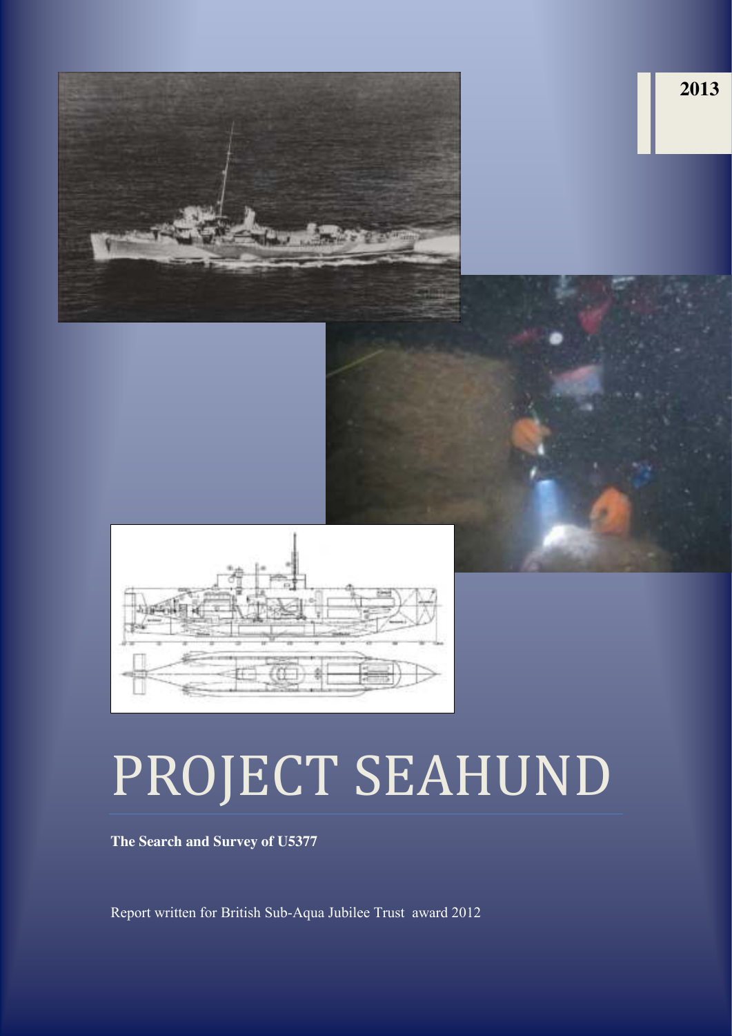2013

# PROJECT SEAHUND

**The Search and Survey of U5377**

Report written for British Sub-Aqua Jubilee Trust award 2012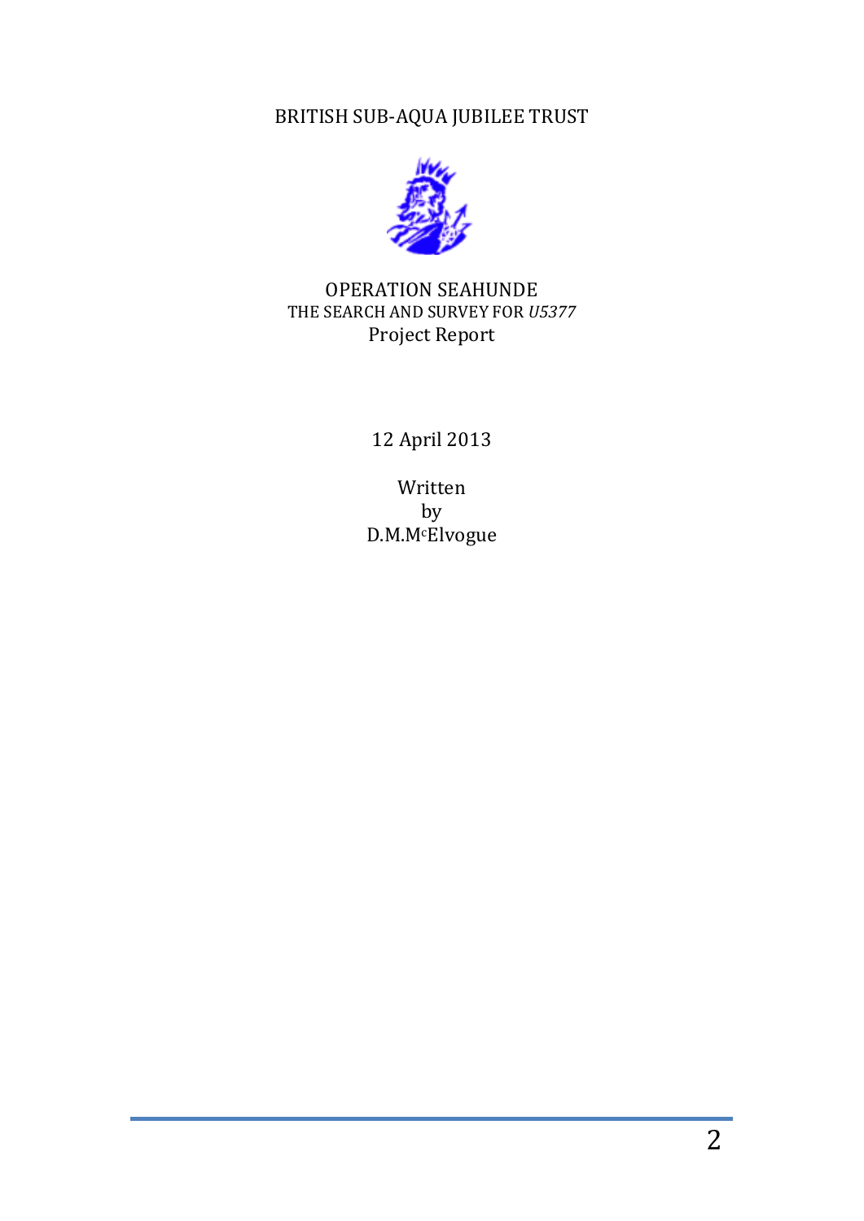BRITISH SUB-AQUA JUBILEE TRUST

# OPERATION SEAHUNDE

THE SEARCH AND SURVEY FOR *U5377*

Project Report

12 April 2013

Written
by
D.M.McElvogue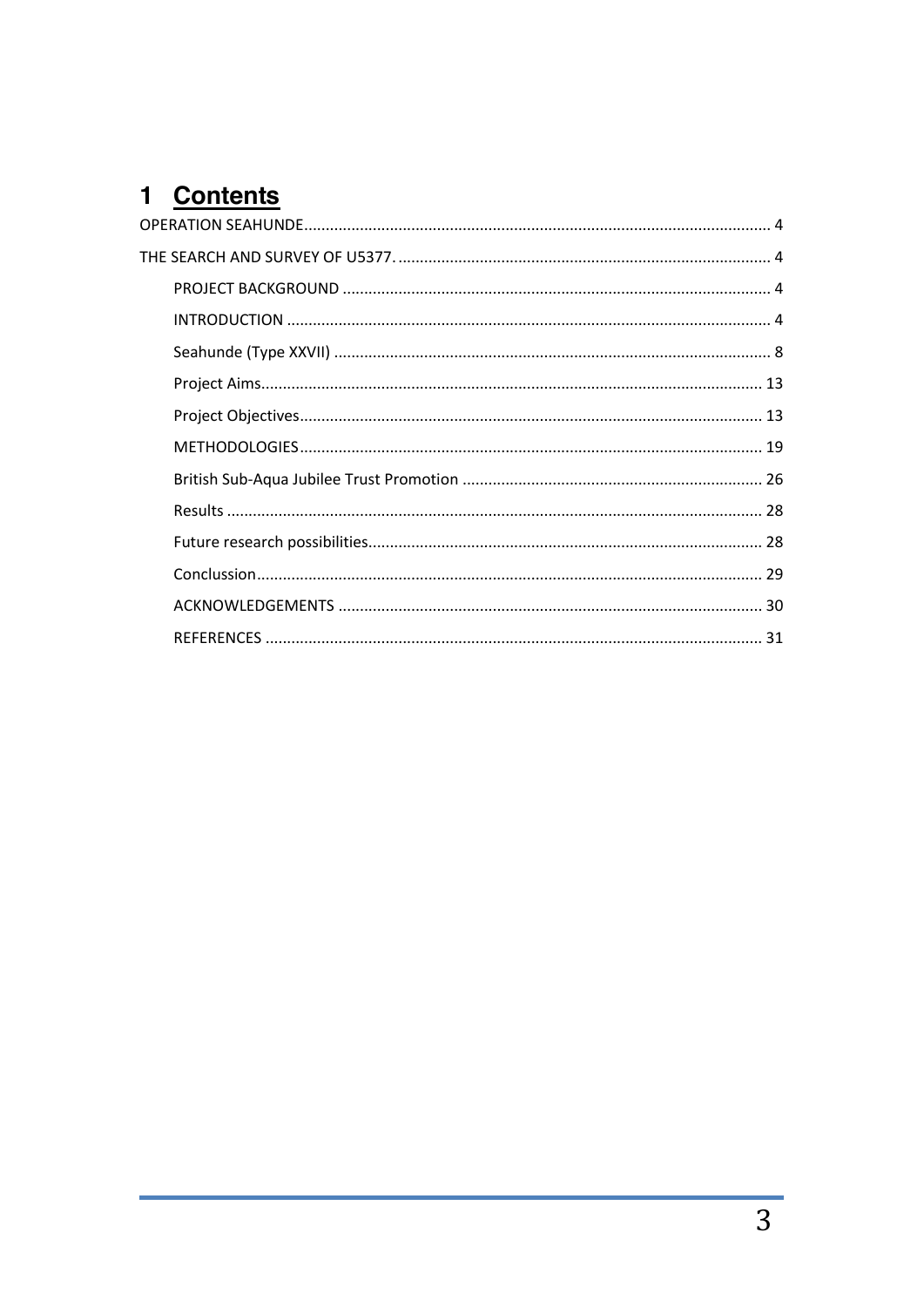# 1 Contents

OPERATION SEAHUNDE ... 4

THE SEARCH AND SURVEY OF U5377. ... 4

- PROJECT BACKGROUND ... 4
- INTRODUCTION ... 4
- Seahunde (Type XXVII) ... 8
- Project Aims ... 13
- Project Objectives ... 13
- METHODOLOGIES ... 19
- British Sub-Aqua Jubilee Trust Promotion ... 26
- Results ... 28
- Future research possibilities ... 28
- Conclussion ... 29
- ACKNOWLEDGEMENTS ... 30
- REFERENCES ... 31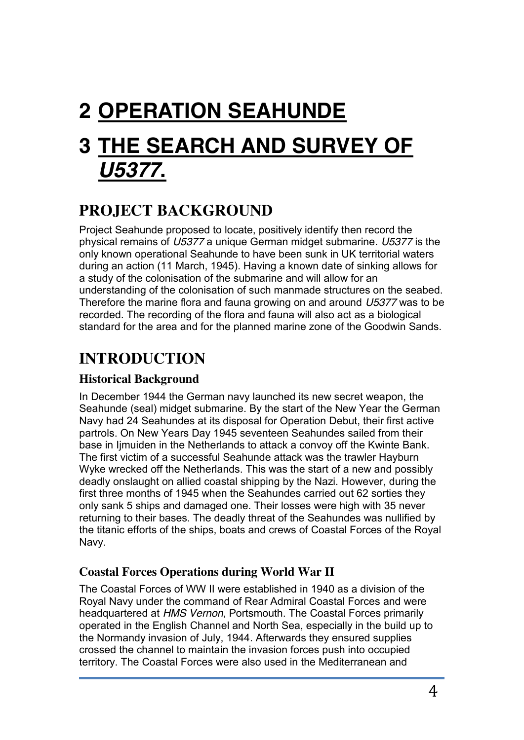# 2 OPERATION SEAHUNDE

# 3 THE SEARCH AND SURVEY OF *U5377*.

## PROJECT BACKGROUND

Project Seahunde proposed to locate, positively identify then record the physical remains of *U5377* a unique German midget submarine. *U5377* is the only known operational Seahunde to have been sunk in UK territorial waters during an action (11 March, 1945). Having a known date of sinking allows for a study of the colonisation of the submarine and will allow for an understanding of the colonisation of such manmade structures on the seabed. Therefore the marine flora and fauna growing on and around *U5377* was to be recorded. The recording of the flora and fauna will also act as a biological standard for the area and for the planned marine zone of the Goodwin Sands.

## INTRODUCTION

### Historical Background

In December 1944 the German navy launched its new secret weapon, the Seahunde (seal) midget submarine. By the start of the New Year the German Navy had 24 Seahundes at its disposal for Operation Debut, their first active partrols. On New Years Day 1945 seventeen Seahundes sailed from their base in Ijmuiden in the Netherlands to attack a convoy off the Kwinte Bank. The first victim of a successful Seahunde attack was the trawler Hayburn Wyke wrecked off the Netherlands. This was the start of a new and possibly deadly onslaught on allied coastal shipping by the Nazi. However, during the first three months of 1945 when the Seahundes carried out 62 sorties they only sank 5 ships and damaged one. Their losses were high with 35 never returning to their bases. The deadly threat of the Seahundes was nullified by the titanic efforts of the ships, boats and crews of Coastal Forces of the Royal Navy.

### Coastal Forces Operations during World War II

The Coastal Forces of WW II were established in 1940 as a division of the Royal Navy under the command of Rear Admiral Coastal Forces and were headquartered at *HMS Vernon*, Portsmouth. The Coastal Forces primarily operated in the English Channel and North Sea, especially in the build up to the Normandy invasion of July, 1944. Afterwards they ensured supplies crossed the channel to maintain the invasion forces push into occupied territory. The Coastal Forces were also used in the Mediterranean and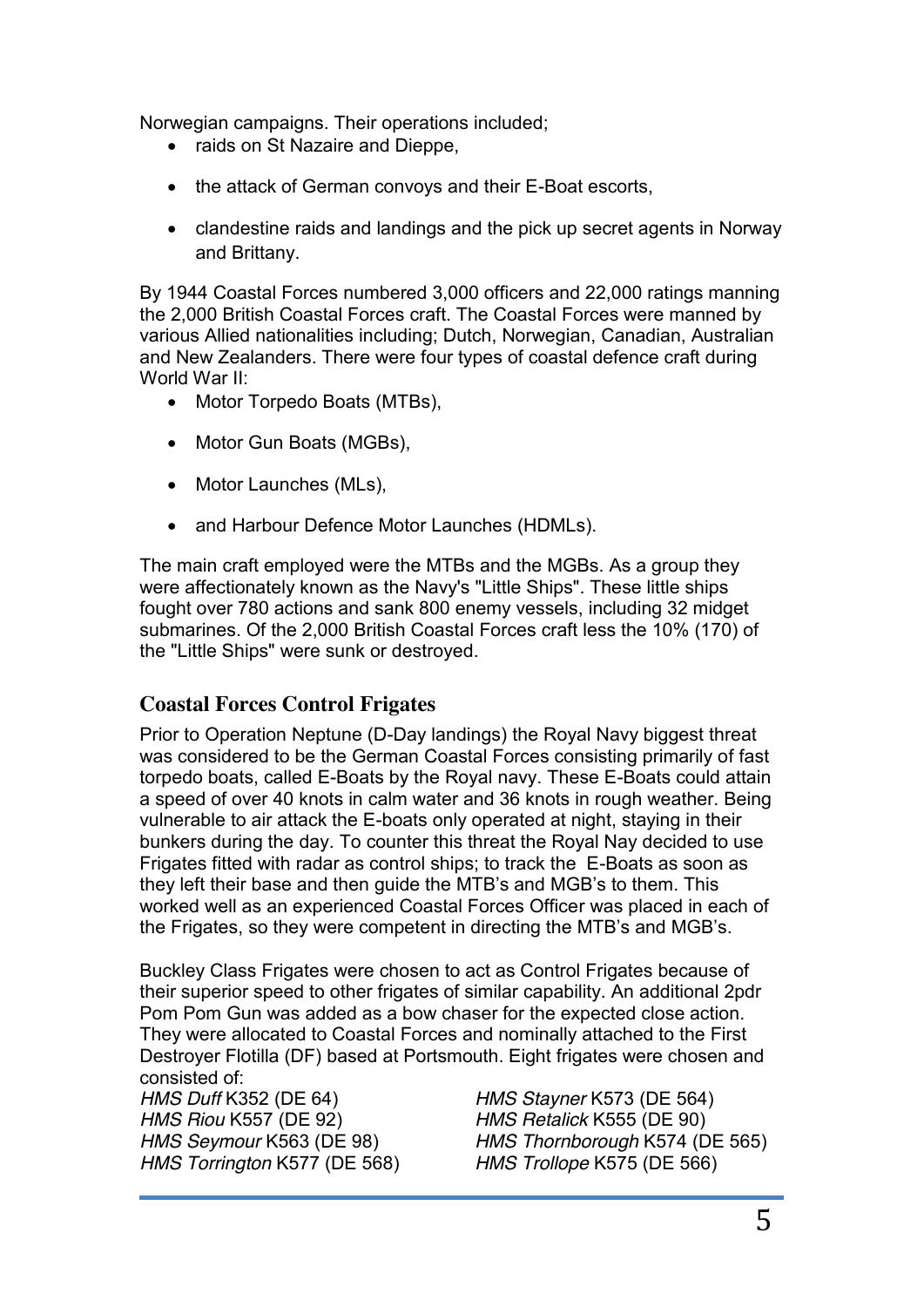Norwegian campaigns. Their operations included;

- raids on St Nazaire and Dieppe,
- the attack of German convoys and their E-Boat escorts,
- clandestine raids and landings and the pick up secret agents in Norway and Brittany.

By 1944 Coastal Forces numbered 3,000 officers and 22,000 ratings manning the 2,000 British Coastal Forces craft. The Coastal Forces were manned by various Allied nationalities including; Dutch, Norwegian, Canadian, Australian and New Zealanders. There were four types of coastal defence craft during World War II:

- Motor Torpedo Boats (MTBs),
- Motor Gun Boats (MGBs),
- Motor Launches (MLs),
- and Harbour Defence Motor Launches (HDMLs).

The main craft employed were the MTBs and the MGBs. As a group they were affectionately known as the Navy's "Little Ships". These little ships fought over 780 actions and sank 800 enemy vessels, including 32 midget submarines. Of the 2,000 British Coastal Forces craft less the 10% (170) of the "Little Ships" were sunk or destroyed.

## Coastal Forces Control Frigates

Prior to Operation Neptune (D-Day landings) the Royal Navy biggest threat was considered to be the German Coastal Forces consisting primarily of fast torpedo boats, called E-Boats by the Royal navy. These E-Boats could attain a speed of over 40 knots in calm water and 36 knots in rough weather. Being vulnerable to air attack the E-boats only operated at night, staying in their bunkers during the day. To counter this threat the Royal Nay decided to use Frigates fitted with radar as control ships; to track the E-Boats as soon as they left their base and then guide the MTB's and MGB's to them. This worked well as an experienced Coastal Forces Officer was placed in each of the Frigates, so they were competent in directing the MTB's and MGB's.

Buckley Class Frigates were chosen to act as Control Frigates because of their superior speed to other frigates of similar capability. An additional 2pdr Pom Pom Gun was added as a bow chaser for the expected close action. They were allocated to Coastal Forces and nominally attached to the First Destroyer Flotilla (DF) based at Portsmouth. Eight frigates were chosen and consisted of:

*HMS Duff* K352 (DE 64)
*HMS Riou* K557 (DE 92)
*HMS Seymour* K563 (DE 98)
*HMS Torrington* K577 (DE 568)
*HMS Stayner* K573 (DE 564)
*HMS Retalick* K555 (DE 90)
*HMS Thornborough* K574 (DE 565)
*HMS Trollope* K575 (DE 566)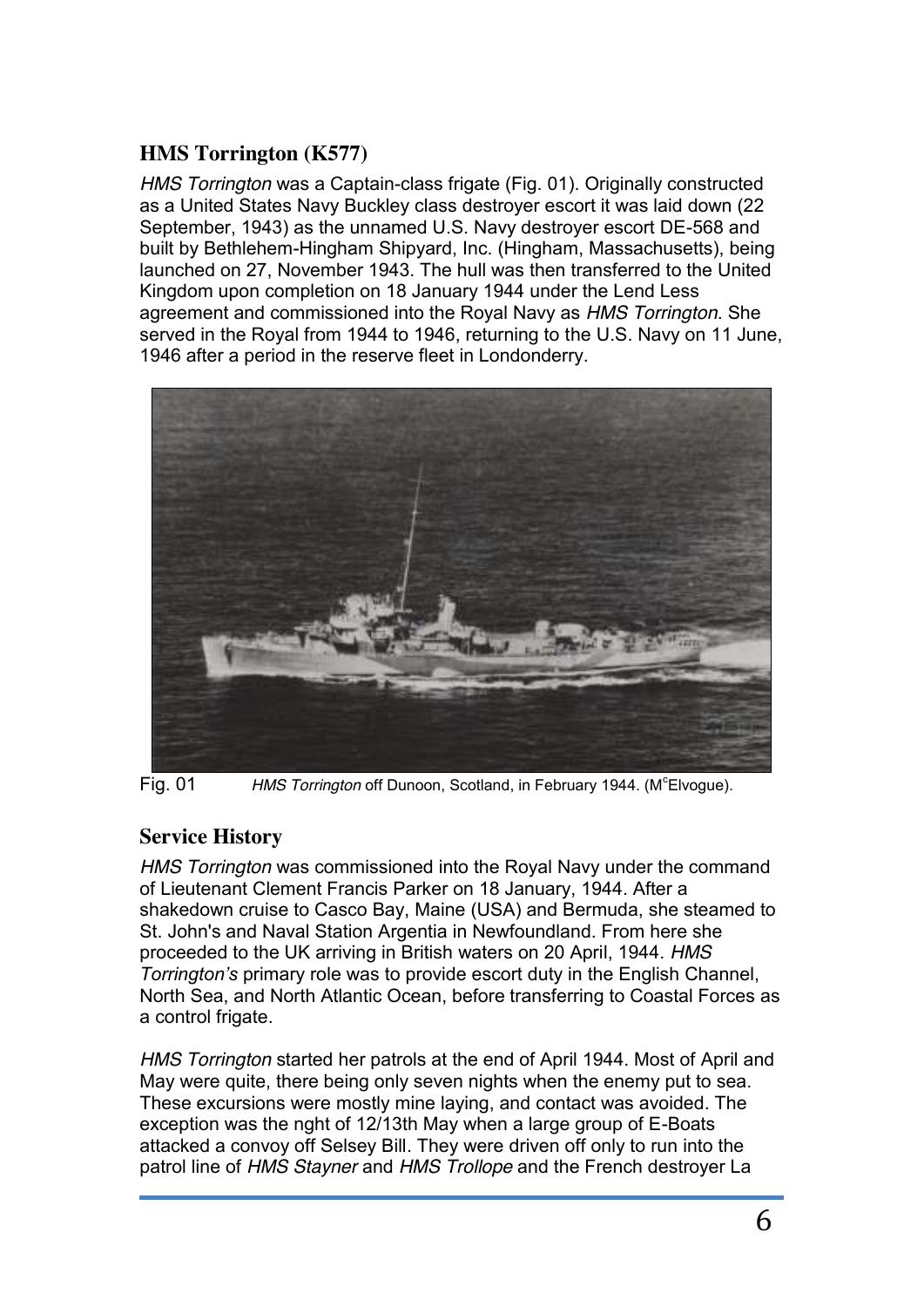## HMS Torrington (K577)

*HMS Torrington* was a Captain-class frigate (Fig. 01). Originally constructed as a United States Navy Buckley class destroyer escort it was laid down (22 September, 1943) as the unnamed U.S. Navy destroyer escort DE-568 and built by Bethlehem-Hingham Shipyard, Inc. (Hingham, Massachusetts), being launched on 27, November 1943. The hull was then transferred to the United Kingdom upon completion on 18 January 1944 under the Lend Less agreement and commissioned into the Royal Navy as *HMS Torrington*. She served in the Royal from 1944 to 1946, returning to the U.S. Navy on 11 June, 1946 after a period in the reserve fleet in Londonderry.

Fig. 01 *HMS Torrington* off Dunoon, Scotland, in February 1944. (McElvogue).

## Service History

*HMS Torrington* was commissioned into the Royal Navy under the command of Lieutenant Clement Francis Parker on 18 January, 1944. After a shakedown cruise to Casco Bay, Maine (USA) and Bermuda, she steamed to St. John's and Naval Station Argentia in Newfoundland. From here she proceeded to the UK arriving in British waters on 20 April, 1944. *HMS Torrington's* primary role was to provide escort duty in the English Channel, North Sea, and North Atlantic Ocean, before transferring to Coastal Forces as a control frigate.

*HMS Torrington* started her patrols at the end of April 1944. Most of April and May were quite, there being only seven nights when the enemy put to sea. These excursions were mostly mine laying, and contact was avoided. The exception was the nght of 12/13th May when a large group of E-Boats attacked a convoy off Selsey Bill. They were driven off only to run into the patrol line of *HMS Stayner* and *HMS Trollope* and the French destroyer La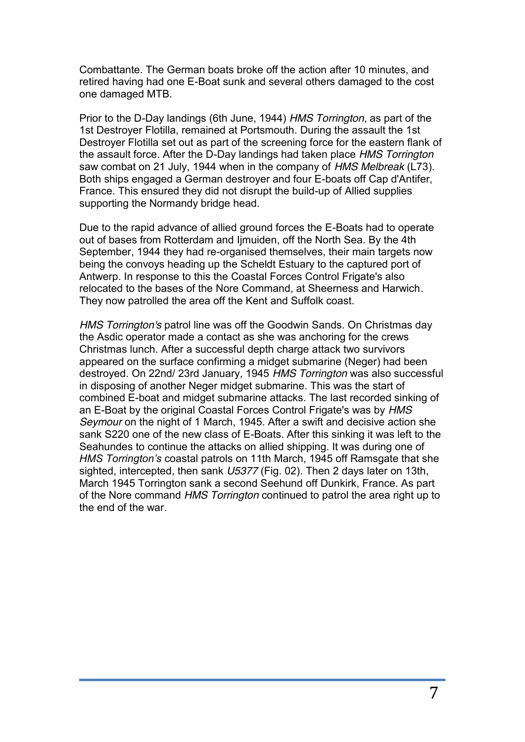Combattante. The German boats broke off the action after 10 minutes, and retired having had one E-Boat sunk and several others damaged to the cost one damaged MTB.

Prior to the D-Day landings (6th June, 1944) *HMS Torrington*, as part of the 1st Destroyer Flotilla, remained at Portsmouth. During the assault the 1st Destroyer Flotilla set out as part of the screening force for the eastern flank of the assault force. After the D-Day landings had taken place *HMS Torrington* saw combat on 21 July, 1944 when in the company of *HMS Melbreak* (L73). Both ships engaged a German destroyer and four E-boats off Cap d'Antifer, France. This ensured they did not disrupt the build-up of Allied supplies supporting the Normandy bridge head.

Due to the rapid advance of allied ground forces the E-Boats had to operate out of bases from Rotterdam and Ijmuiden, off the North Sea. By the 4th September, 1944 they had re-organised themselves, their main targets now being the convoys heading up the Scheldt Estuary to the captured port of Antwerp. In response to this the Coastal Forces Control Frigate's also relocated to the bases of the Nore Command, at Sheerness and Harwich. They now patrolled the area off the Kent and Suffolk coast.

*HMS Torrington's* patrol line was off the Goodwin Sands. On Christmas day the Asdic operator made a contact as she was anchoring for the crews Christmas lunch. After a successful depth charge attack two survivors appeared on the surface confirming a midget submarine (Neger) had been destroyed. On 22nd/ 23rd January, 1945 *HMS Torrington* was also successful in disposing of another Neger midget submarine. This was the start of combined E-boat and midget submarine attacks. The last recorded sinking of an E-Boat by the original Coastal Forces Control Frigate's was by *HMS Seymour* on the night of 1 March, 1945. After a swift and decisive action she sank S220 one of the new class of E-Boats. After this sinking it was left to the Seahundes to continue the attacks on allied shipping. It was during one of *HMS Torrington's* coastal patrols on 11th March, 1945 off Ramsgate that she sighted, intercepted, then sank *U5377* (Fig. 02). Then 2 days later on 13th, March 1945 Torrington sank a second Seehund off Dunkirk, France. As part of the Nore command *HMS Torrington* continued to patrol the area right up to the end of the war.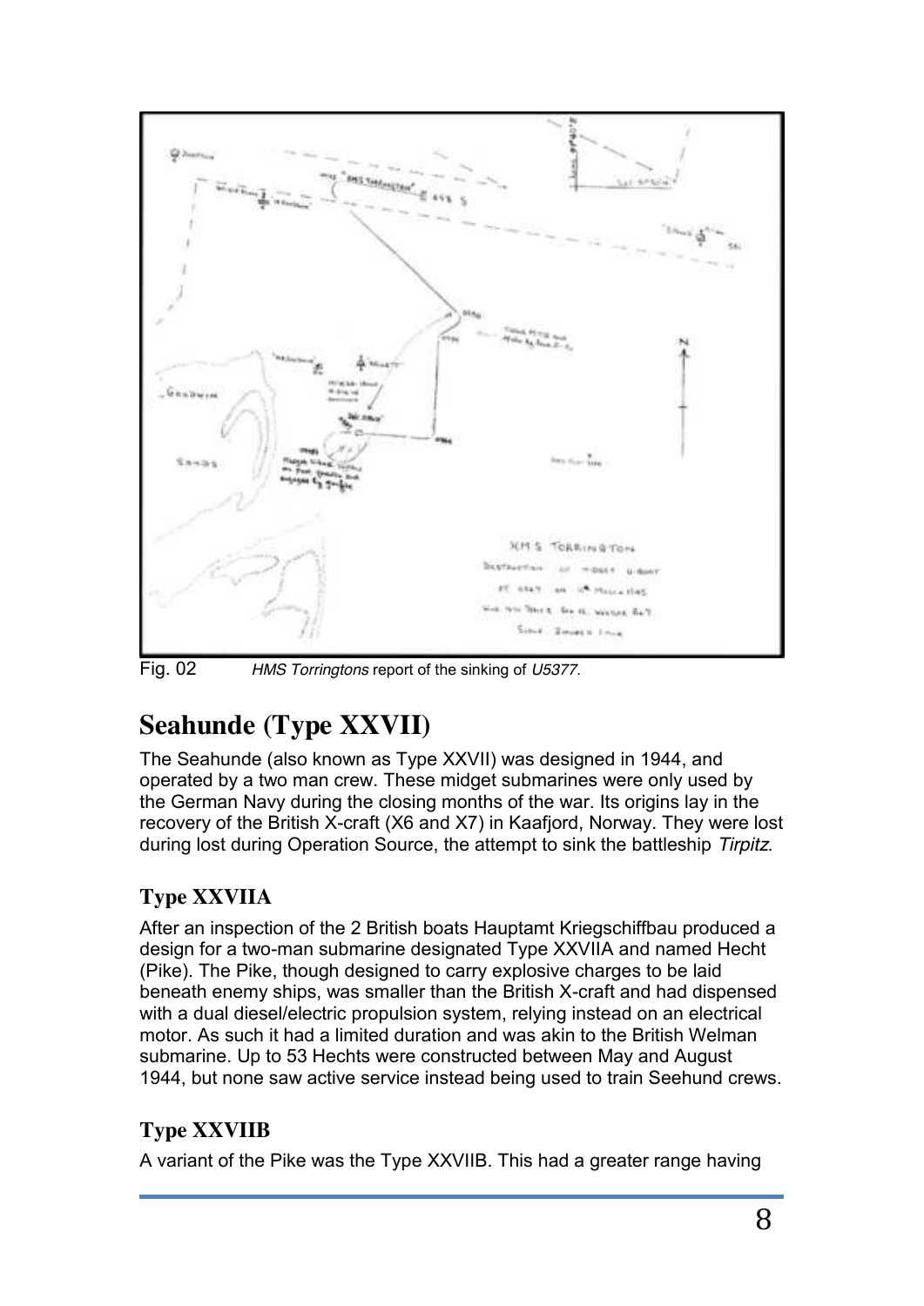Fig. 02 *HMS Torringtons* report of the sinking of *U5377*.

## Seahunde (Type XXVII)

The Seahunde (also known as Type XXVII) was designed in 1944, and operated by a two man crew. These midget submarines were only used by the German Navy during the closing months of the war. Its origins lay in the recovery of the British X-craft (X6 and X7) in Kaafjord, Norway. They were lost during lost during Operation Source, the attempt to sink the battleship *Tirpitz*.

### Type XXVIIA

After an inspection of the 2 British boats Hauptamt Kriegschiffbau produced a design for a two-man submarine designated Type XXVIIA and named Hecht (Pike). The Pike, though designed to carry explosive charges to be laid beneath enemy ships, was smaller than the British X-craft and had dispensed with a dual diesel/electric propulsion system, relying instead on an electrical motor. As such it had a limited duration and was akin to the British Welman submarine. Up to 53 Hechts were constructed between May and August 1944, but none saw active service instead being used to train Seehund crews.

### Type XXVIIB

A variant of the Pike was the Type XXVIIB. This had a greater range having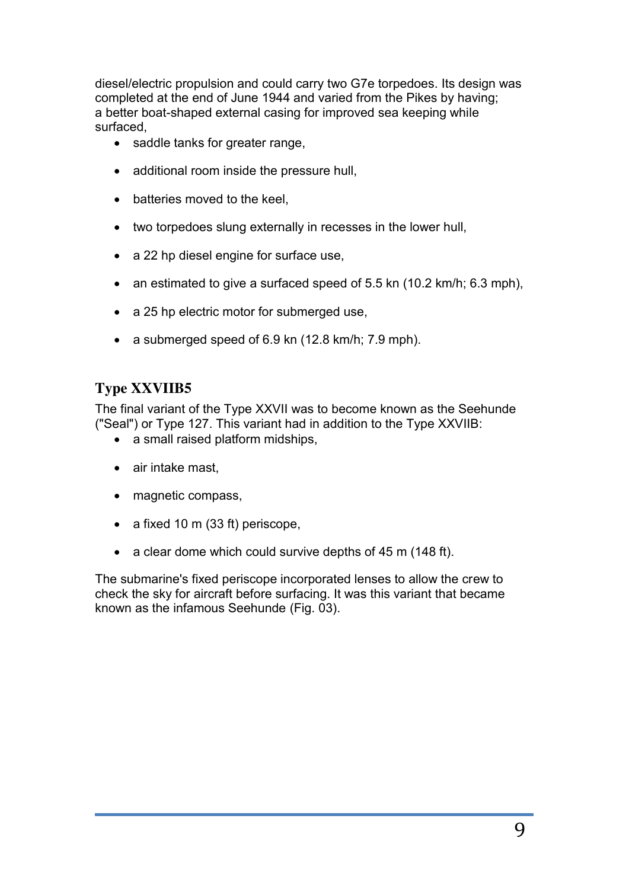diesel/electric propulsion and could carry two G7e torpedoes. Its design was completed at the end of June 1944 and varied from the Pikes by having; a better boat-shaped external casing for improved sea keeping while surfaced,

- saddle tanks for greater range,
- additional room inside the pressure hull,
- batteries moved to the keel,
- two torpedoes slung externally in recesses in the lower hull,
- a 22 hp diesel engine for surface use,
- an estimated to give a surfaced speed of 5.5 kn (10.2 km/h; 6.3 mph),
- a 25 hp electric motor for submerged use,
- a submerged speed of 6.9 kn (12.8 km/h; 7.9 mph).

## Type XXVIIB5

The final variant of the Type XXVII was to become known as the Seehunde ("Seal") or Type 127. This variant had in addition to the Type XXVIIB:

- a small raised platform midships,
- air intake mast,
- magnetic compass,
- a fixed 10 m (33 ft) periscope,
- a clear dome which could survive depths of 45 m (148 ft).

The submarine's fixed periscope incorporated lenses to allow the crew to check the sky for aircraft before surfacing. It was this variant that became known as the infamous Seehunde (Fig. 03).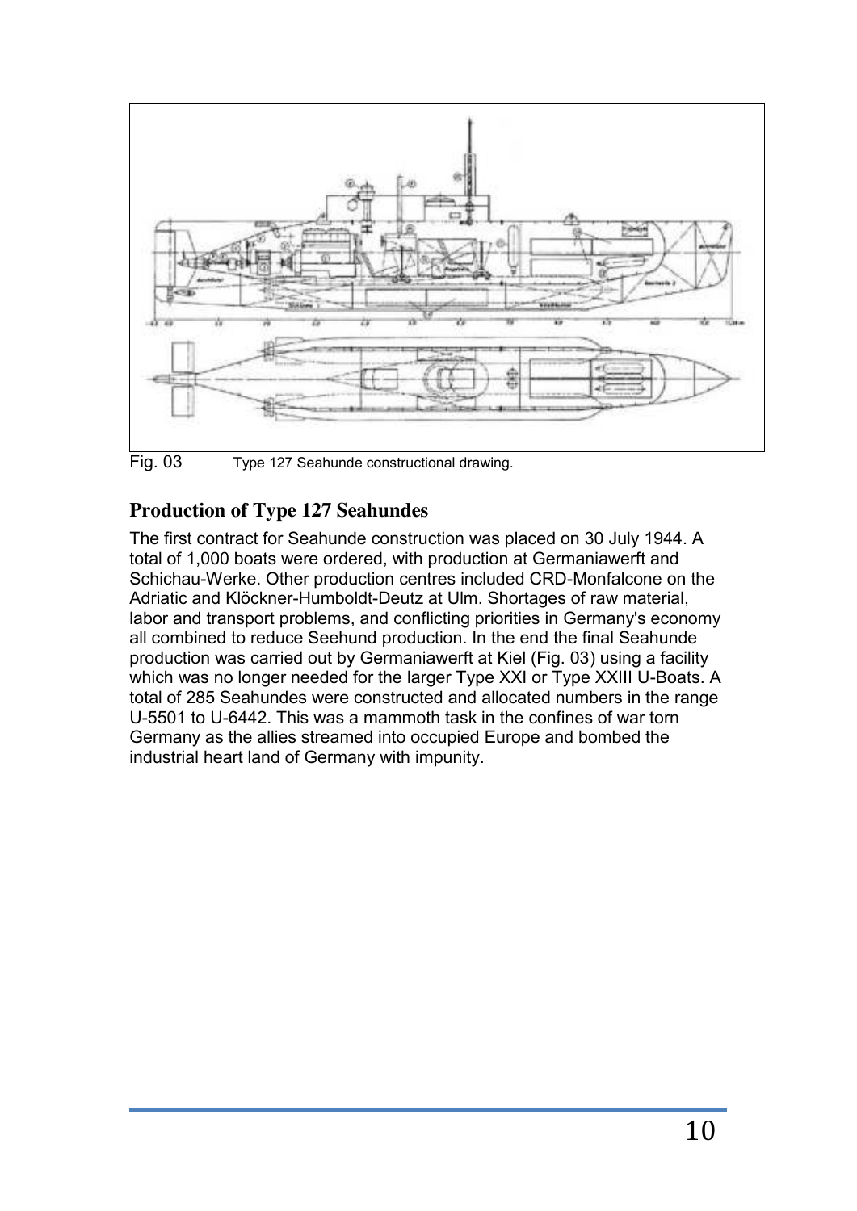Fig. 03 Type 127 Seahunde constructional drawing.

## Production of Type 127 Seahundes

The first contract for Seahunde construction was placed on 30 July 1944. A total of 1,000 boats were ordered, with production at Germaniawerft and Schichau-Werke. Other production centres included CRD-Monfalcone on the Adriatic and Klöckner-Humboldt-Deutz at Ulm. Shortages of raw material, labor and transport problems, and conflicting priorities in Germany's economy all combined to reduce Seehund production. In the end the final Seahunde production was carried out by Germaniawerft at Kiel (Fig. 03) using a facility which was no longer needed for the larger Type XXI or Type XXIII U-Boats. A total of 285 Seahundes were constructed and allocated numbers in the range U-5501 to U-6442. This was a mammoth task in the confines of war torn Germany as the allies streamed into occupied Europe and bombed the industrial heart land of Germany with impunity.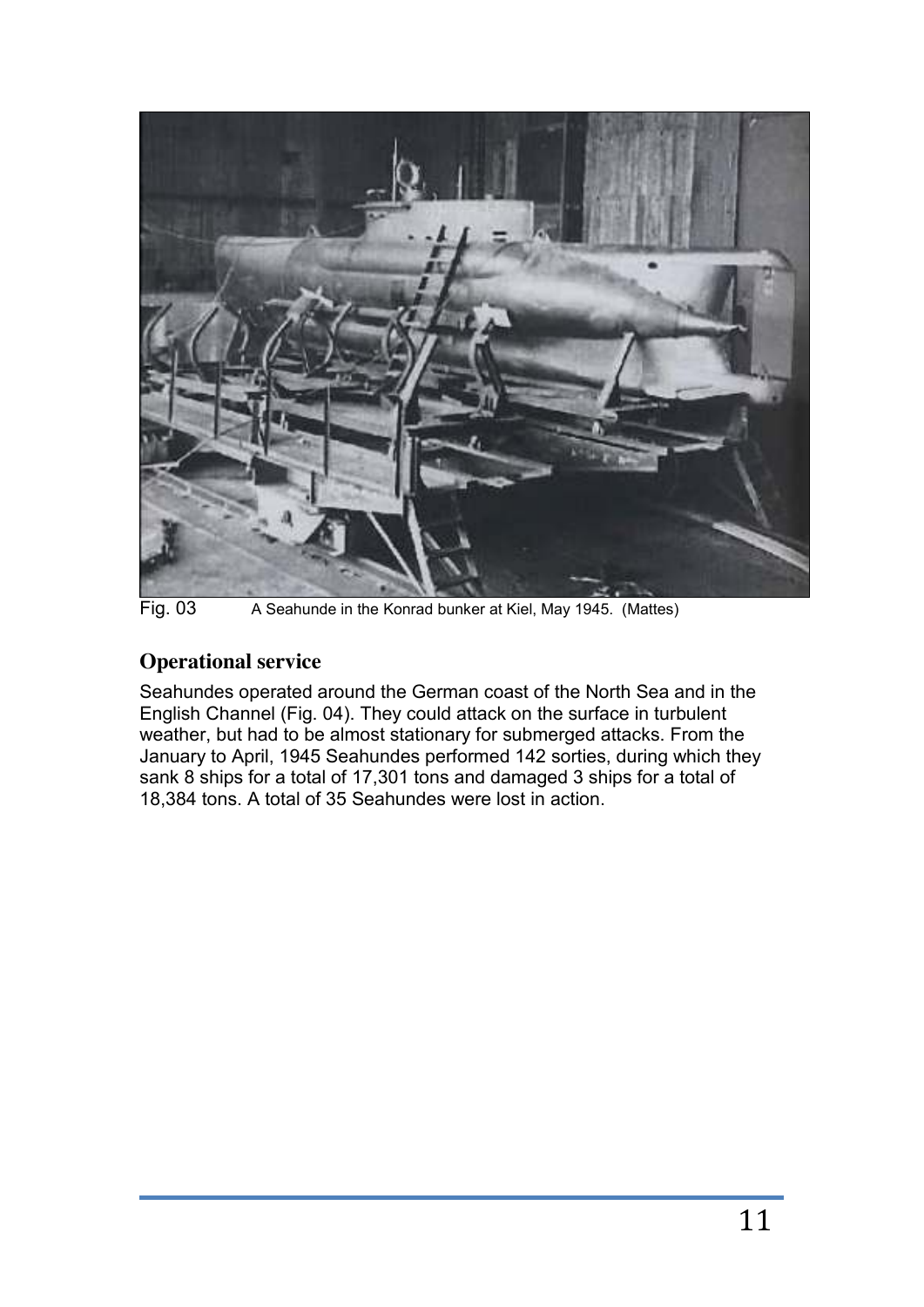Fig. 03 A Seahunde in the Konrad bunker at Kiel, May 1945. (Mattes)

## Operational service

Seahundes operated around the German coast of the North Sea and in the English Channel (Fig. 04). They could attack on the surface in turbulent weather, but had to be almost stationary for submerged attacks. From the January to April, 1945 Seahundes performed 142 sorties, during which they sank 8 ships for a total of 17,301 tons and damaged 3 ships for a total of 18,384 tons. A total of 35 Seahundes were lost in action.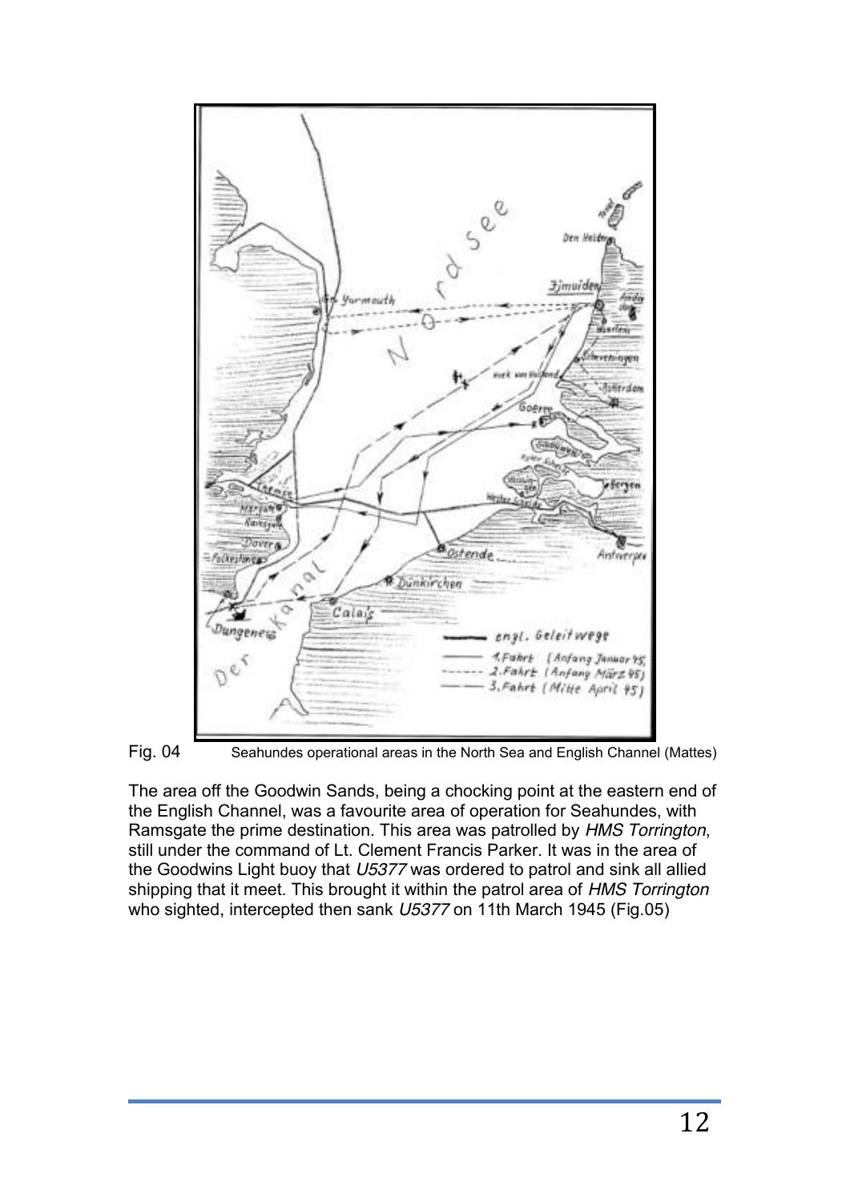Fig. 04 Seahundes operational areas in the North Sea and English Channel (Mattes)

The area off the Goodwin Sands, being a chocking point at the eastern end of the English Channel, was a favourite area of operation for Seahundes, with Ramsgate the prime destination. This area was patrolled by *HMS Torrington*, still under the command of Lt. Clement Francis Parker. It was in the area of the Goodwins Light buoy that *U5377* was ordered to patrol and sink all allied shipping that it meet. This brought it within the patrol area of *HMS Torrington* who sighted, intercepted then sank *U5377* on 11th March 1945 (Fig.05)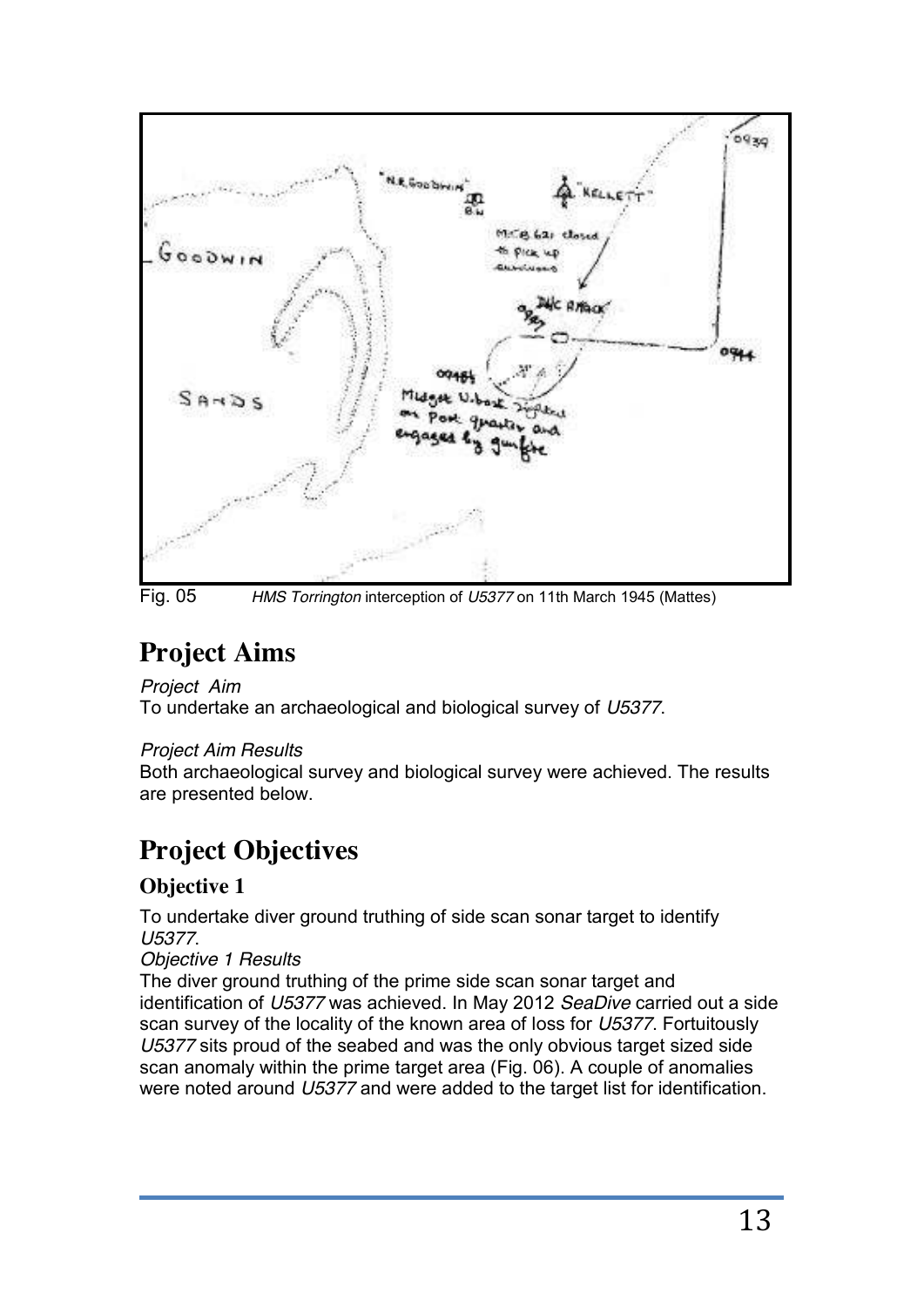Fig. 05 *HMS Torrington* interception of *U5377* on 11th March 1945 (Mattes)

# Project Aims

*Project Aim*

To undertake an archaeological and biological survey of *U5377*.

*Project Aim Results*

Both archaeological survey and biological survey were achieved. The results are presented below.

# Project Objectives

## Objective 1

To undertake diver ground truthing of side scan sonar target to identify *U5377*.

*Objective 1 Results*

The diver ground truthing of the prime side scan sonar target and identification of *U5377* was achieved. In May 2012 *SeaDive* carried out a side scan survey of the locality of the known area of loss for *U5377*. Fortuitously *U5377* sits proud of the seabed and was the only obvious target sized side scan anomaly within the prime target area (Fig. 06). A couple of anomalies were noted around *U5377* and were added to the target list for identification.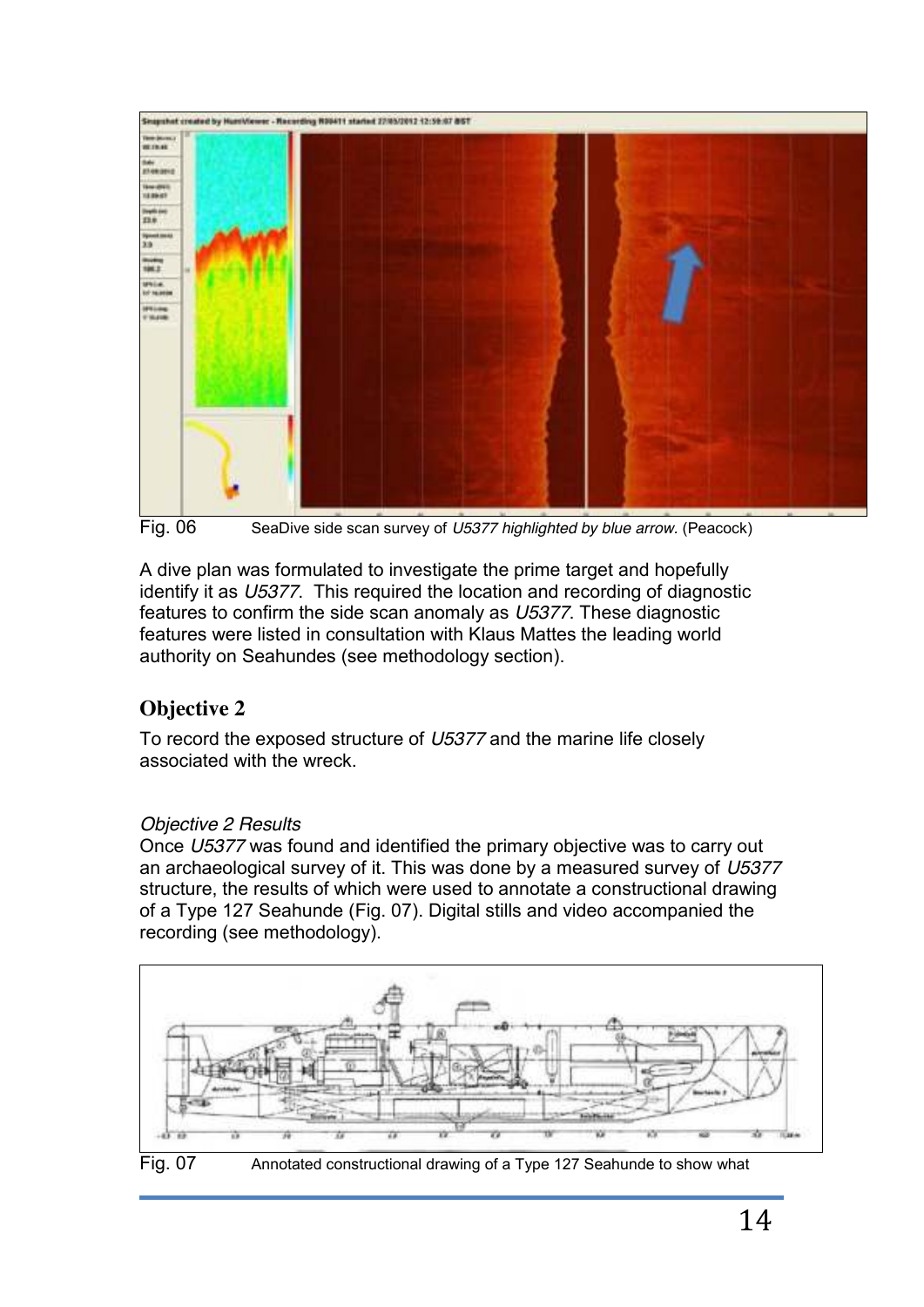Fig. 06 SeaDive side scan survey of *U5377 highlighted by blue arrow.* (Peacock)

A dive plan was formulated to investigate the prime target and hopefully identify it as *U5377*. This required the location and recording of diagnostic features to confirm the side scan anomaly as *U5377*. These diagnostic features were listed in consultation with Klaus Mattes the leading world authority on Seahundes (see methodology section).

## Objective 2

To record the exposed structure of *U5377* and the marine life closely associated with the wreck.

*Objective 2 Results*

Once *U5377* was found and identified the primary objective was to carry out an archaeological survey of it. This was done by a measured survey of *U5377* structure, the results of which were used to annotate a constructional drawing of a Type 127 Seahunde (Fig. 07). Digital stills and video accompanied the recording (see methodology).

Fig. 07 Annotated constructional drawing of a Type 127 Seahunde to show what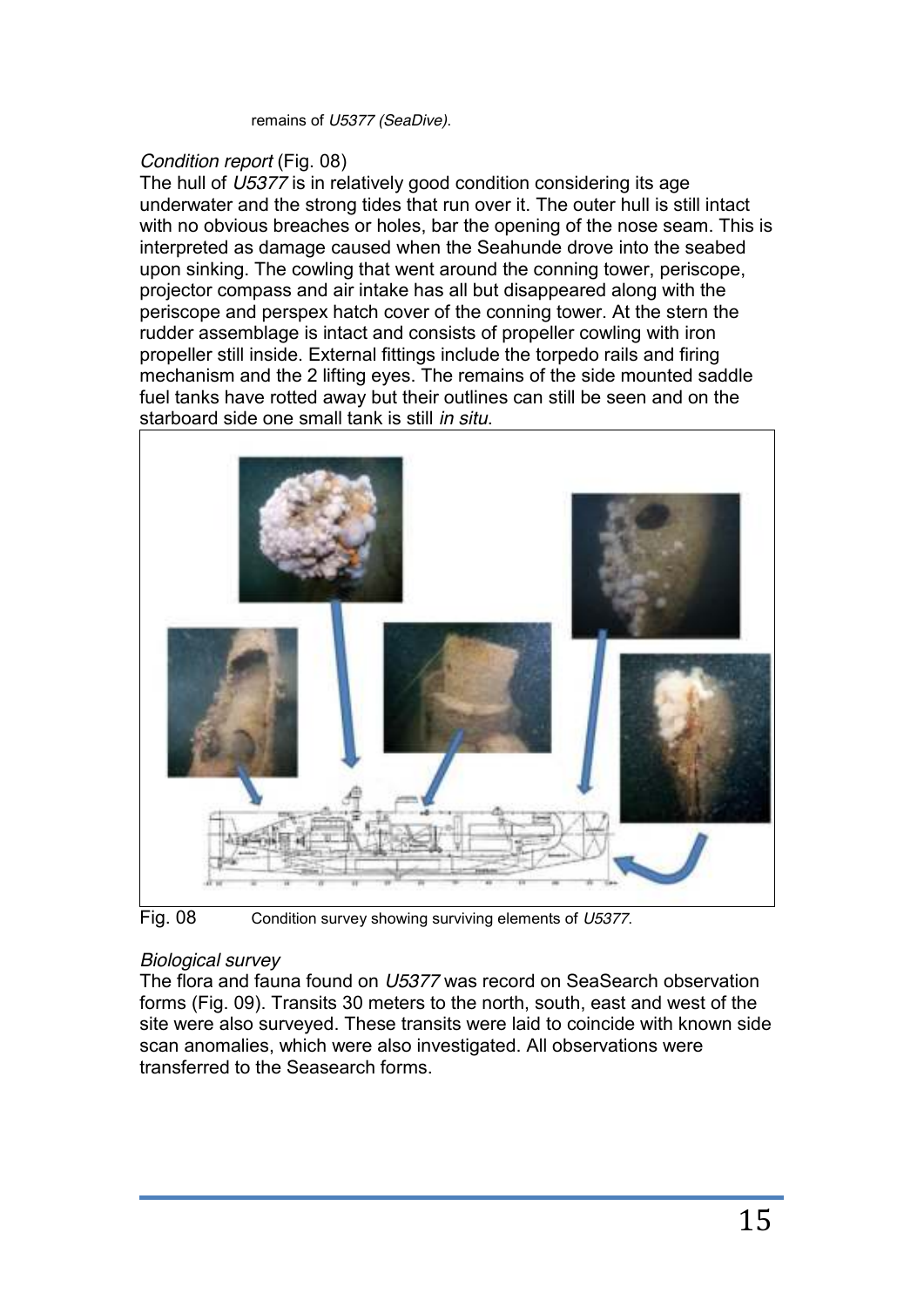remains of *U5377 (SeaDive)*.

*Condition report* (Fig. 08)

The hull of *U5377* is in relatively good condition considering its age underwater and the strong tides that run over it. The outer hull is still intact with no obvious breaches or holes, bar the opening of the nose seam. This is interpreted as damage caused when the Seahunde drove into the seabed upon sinking. The cowling that went around the conning tower, periscope, projector compass and air intake has all but disappeared along with the periscope and perspex hatch cover of the conning tower. At the stern the rudder assemblage is intact and consists of propeller cowling with iron propeller still inside. External fittings include the torpedo rails and firing mechanism and the 2 lifting eyes. The remains of the side mounted saddle fuel tanks have rotted away but their outlines can still be seen and on the starboard side one small tank is still *in situ*.

Fig. 08 Condition survey showing surviving elements of *U5377*.

*Biological survey*

The flora and fauna found on *U5377* was record on SeaSearch observation forms (Fig. 09). Transits 30 meters to the north, south, east and west of the site were also surveyed. These transits were laid to coincide with known side scan anomalies, which were also investigated. All observations were transferred to the Seasearch forms.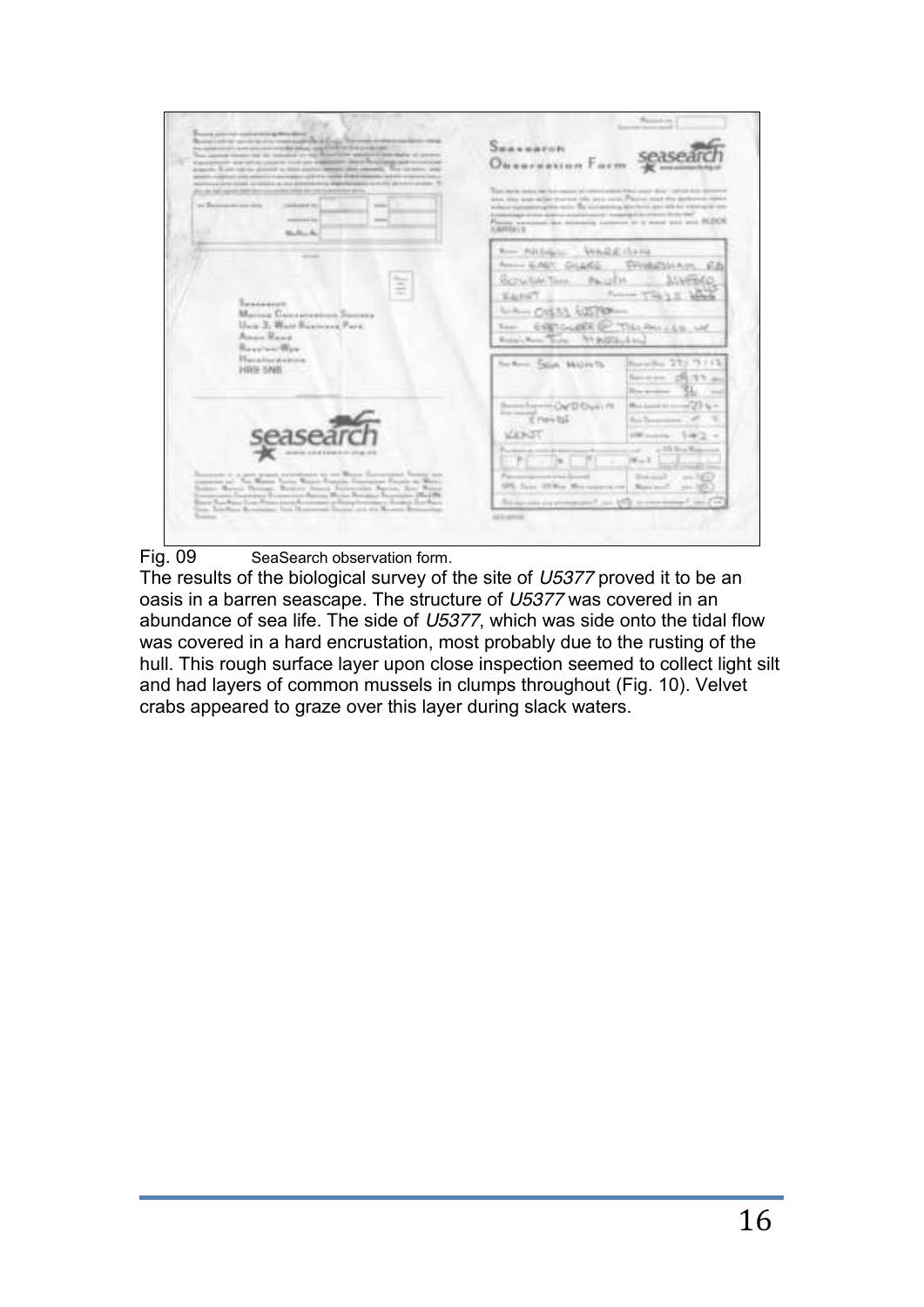Fig. 09 SeaSearch observation form.

The results of the biological survey of the site of *U5377* proved it to be an oasis in a barren seascape. The structure of *U5377* was covered in an abundance of sea life. The side of *U5377*, which was side onto the tidal flow was covered in a hard encrustation, most probably due to the rusting of the hull. This rough surface layer upon close inspection seemed to collect light silt and had layers of common mussels in clumps throughout (Fig. 10). Velvet crabs appeared to graze over this layer during slack waters.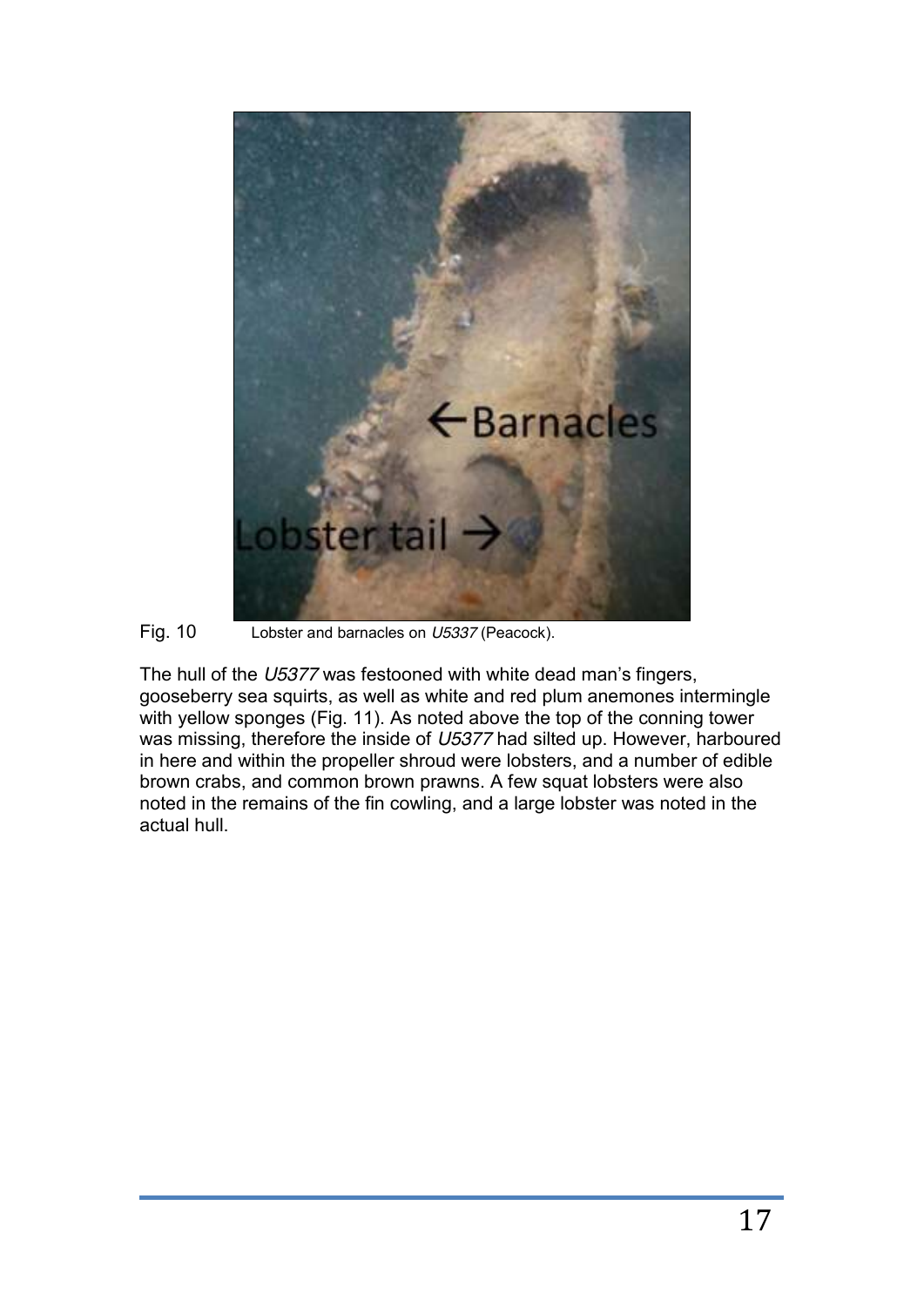Fig. 10 Lobster and barnacles on *U5337* (Peacock).

The hull of the *U5377* was festooned with white dead man's fingers, gooseberry sea squirts, as well as white and red plum anemones intermingle with yellow sponges (Fig. 11). As noted above the top of the conning tower was missing, therefore the inside of *U5377* had silted up. However, harboured in here and within the propeller shroud were lobsters, and a number of edible brown crabs, and common brown prawns. A few squat lobsters were also noted in the remains of the fin cowling, and a large lobster was noted in the actual hull.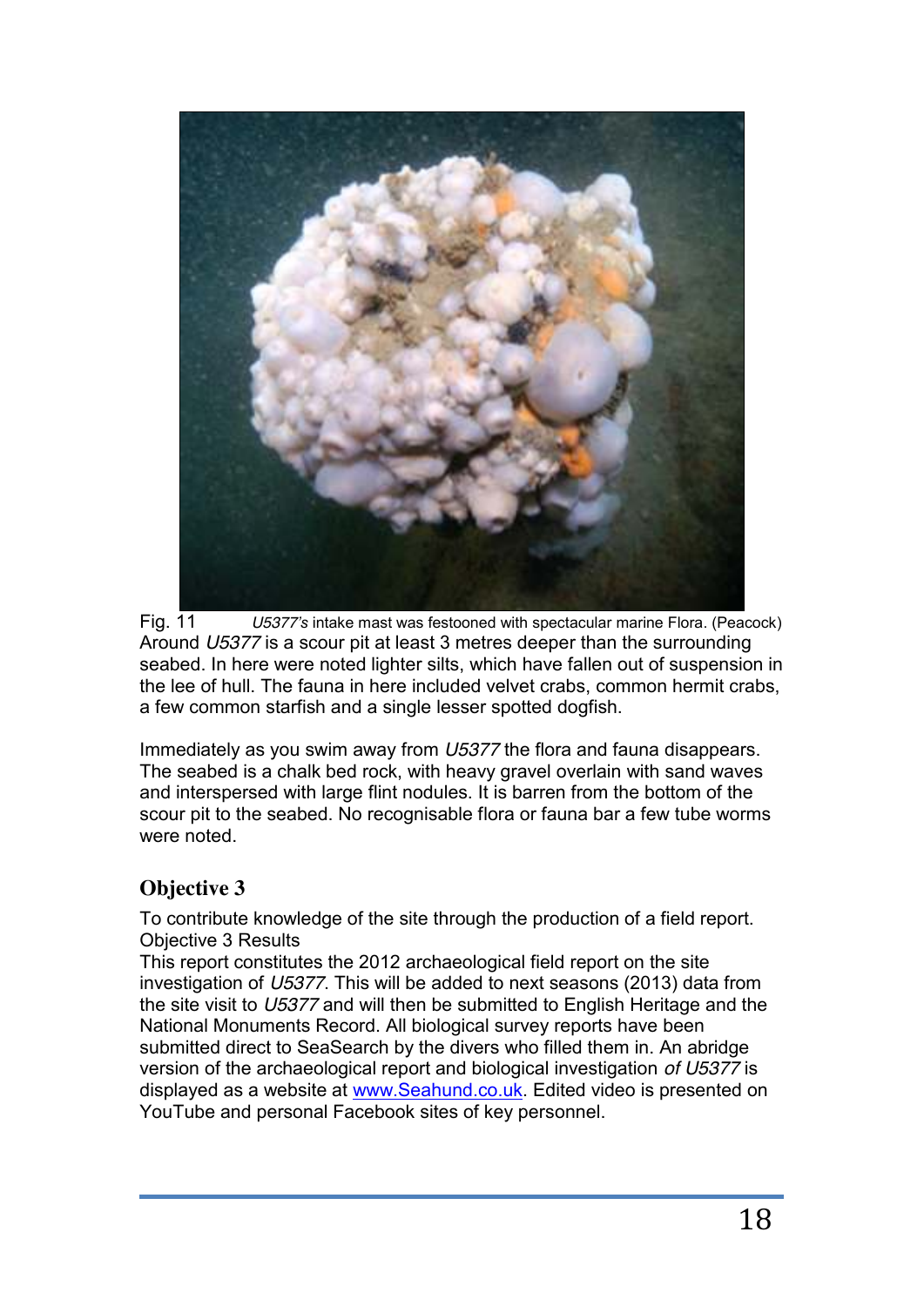Fig. 11 *U5377's* intake mast was festooned with spectacular marine Flora. (Peacock)

Around *U5377* is a scour pit at least 3 metres deeper than the surrounding seabed. In here were noted lighter silts, which have fallen out of suspension in the lee of hull. The fauna in here included velvet crabs, common hermit crabs, a few common starfish and a single lesser spotted dogfish.

Immediately as you swim away from *U5377* the flora and fauna disappears. The seabed is a chalk bed rock, with heavy gravel overlain with sand waves and interspersed with large flint nodules. It is barren from the bottom of the scour pit to the seabed. No recognisable flora or fauna bar a few tube worms were noted.

## Objective 3

To contribute knowledge of the site through the production of a field report.

Objective 3 Results

This report constitutes the 2012 archaeological field report on the site investigation of *U5377*. This will be added to next seasons (2013) data from the site visit to *U5377* and will then be submitted to English Heritage and the National Monuments Record. All biological survey reports have been submitted direct to SeaSearch by the divers who filled them in. An abridge version of the archaeological report and biological investigation *of U5377* is displayed as a website at www.Seahund.co.uk. Edited video is presented on YouTube and personal Facebook sites of key personnel.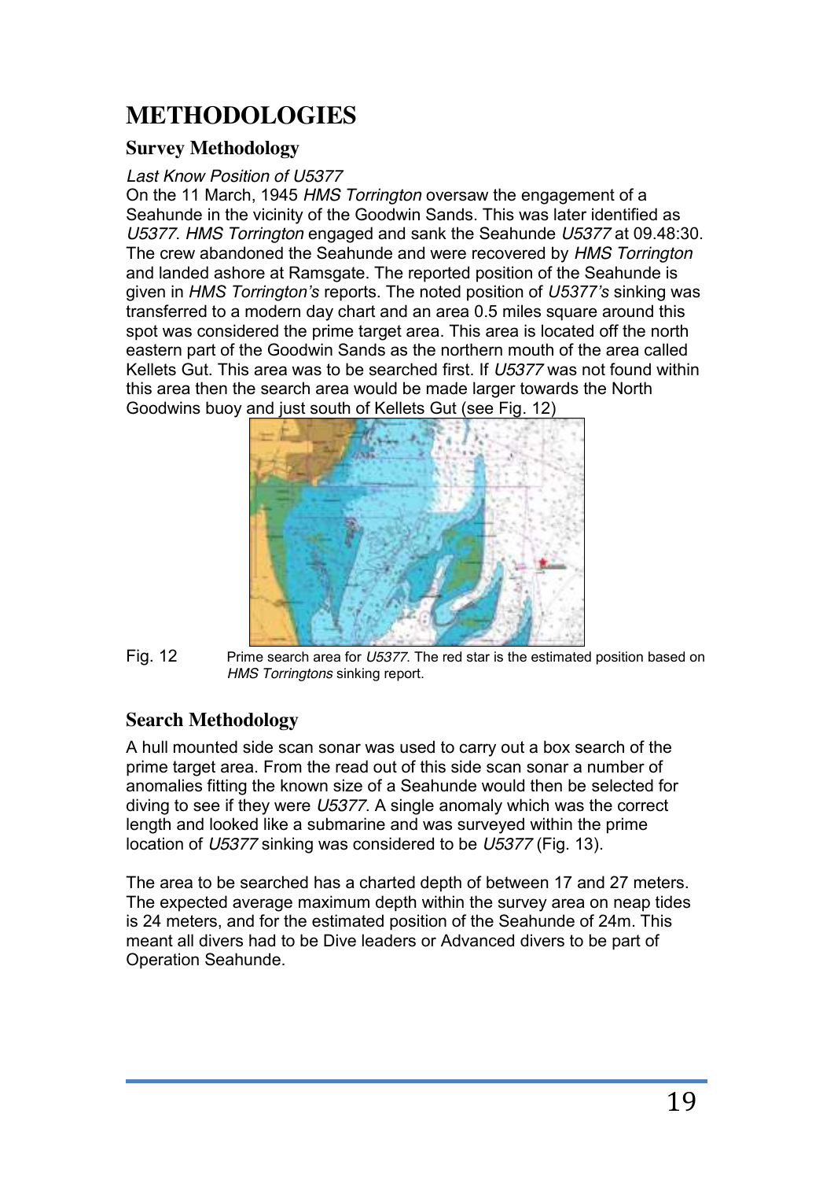# METHODOLOGIES

## Survey Methodology

*Last Know Position of U5377*

On the 11 March, 1945 *HMS Torrington* oversaw the engagement of a Seahunde in the vicinity of the Goodwin Sands. This was later identified as *U5377*. *HMS Torrington* engaged and sank the Seahunde *U5377* at 09.48:30. The crew abandoned the Seahunde and were recovered by *HMS Torrington* and landed ashore at Ramsgate. The reported position of the Seahunde is given in *HMS Torrington's* reports. The noted position of *U5377's* sinking was transferred to a modern day chart and an area 0.5 miles square around this spot was considered the prime target area. This area is located off the north eastern part of the Goodwin Sands as the northern mouth of the area called Kellets Gut. This area was to be searched first. If *U5377* was not found within this area then the search area would be made larger towards the North Goodwins buoy and just south of Kellets Gut (see Fig. 12)

Fig. 12 Prime search area for *U5377*. The red star is the estimated position based on *HMS Torringtons* sinking report.

## Search Methodology

A hull mounted side scan sonar was used to carry out a box search of the prime target area. From the read out of this side scan sonar a number of anomalies fitting the known size of a Seahunde would then be selected for diving to see if they were *U5377*. A single anomaly which was the correct length and looked like a submarine and was surveyed within the prime location of *U5377* sinking was considered to be *U5377* (Fig. 13).

The area to be searched has a charted depth of between 17 and 27 meters. The expected average maximum depth within the survey area on neap tides is 24 meters, and for the estimated position of the Seahunde of 24m. This meant all divers had to be Dive leaders or Advanced divers to be part of Operation Seahunde.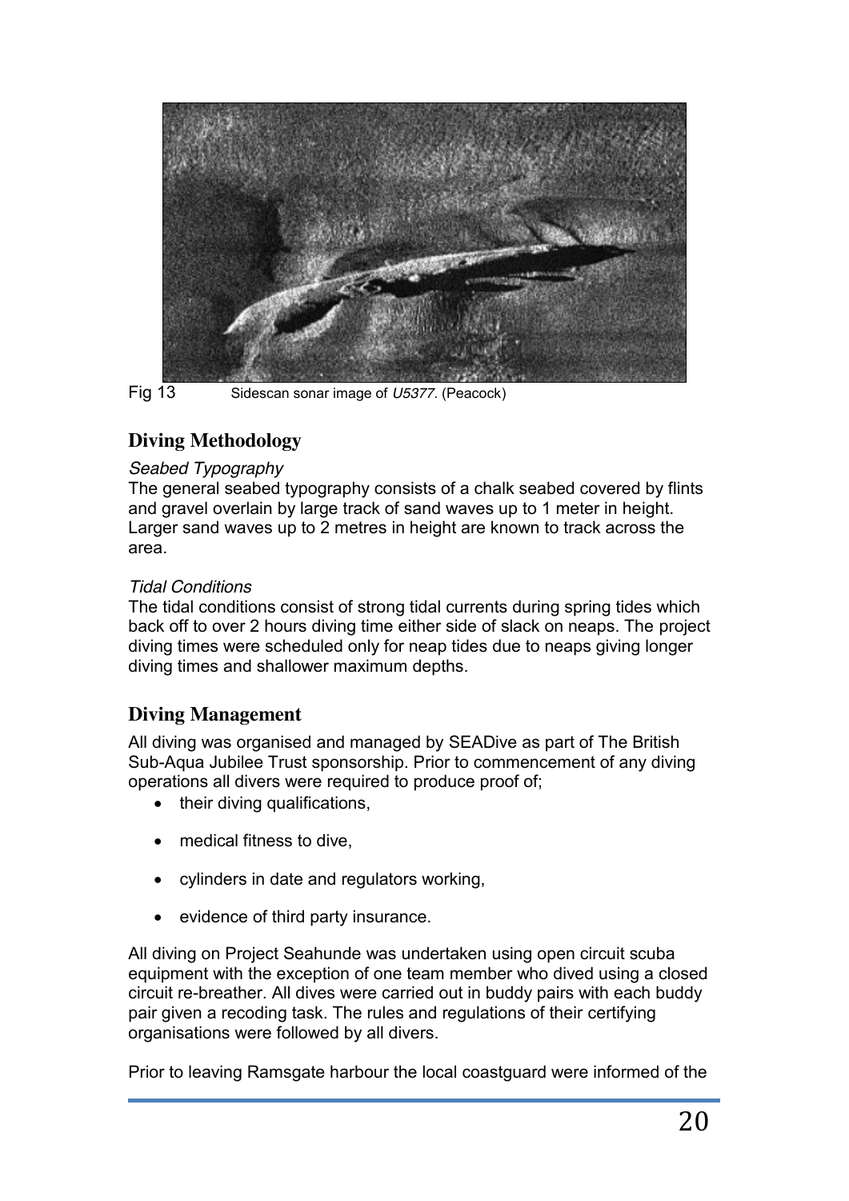Fig 13 Sidescan sonar image of *U5377*. (Peacock)

## Diving Methodology

*Seabed Typography*

The general seabed typography consists of a chalk seabed covered by flints and gravel overlain by large track of sand waves up to 1 meter in height. Larger sand waves up to 2 metres in height are known to track across the area.

*Tidal Conditions*

The tidal conditions consist of strong tidal currents during spring tides which back off to over 2 hours diving time either side of slack on neaps. The project diving times were scheduled only for neap tides due to neaps giving longer diving times and shallower maximum depths.

## Diving Management

All diving was organised and managed by SEADive as part of The British Sub-Aqua Jubilee Trust sponsorship. Prior to commencement of any diving operations all divers were required to produce proof of;

- their diving qualifications,
- medical fitness to dive,
- cylinders in date and regulators working,
- evidence of third party insurance.

All diving on Project Seahunde was undertaken using open circuit scuba equipment with the exception of one team member who dived using a closed circuit re-breather. All dives were carried out in buddy pairs with each buddy pair given a recoding task. The rules and regulations of their certifying organisations were followed by all divers.

Prior to leaving Ramsgate harbour the local coastguard were informed of the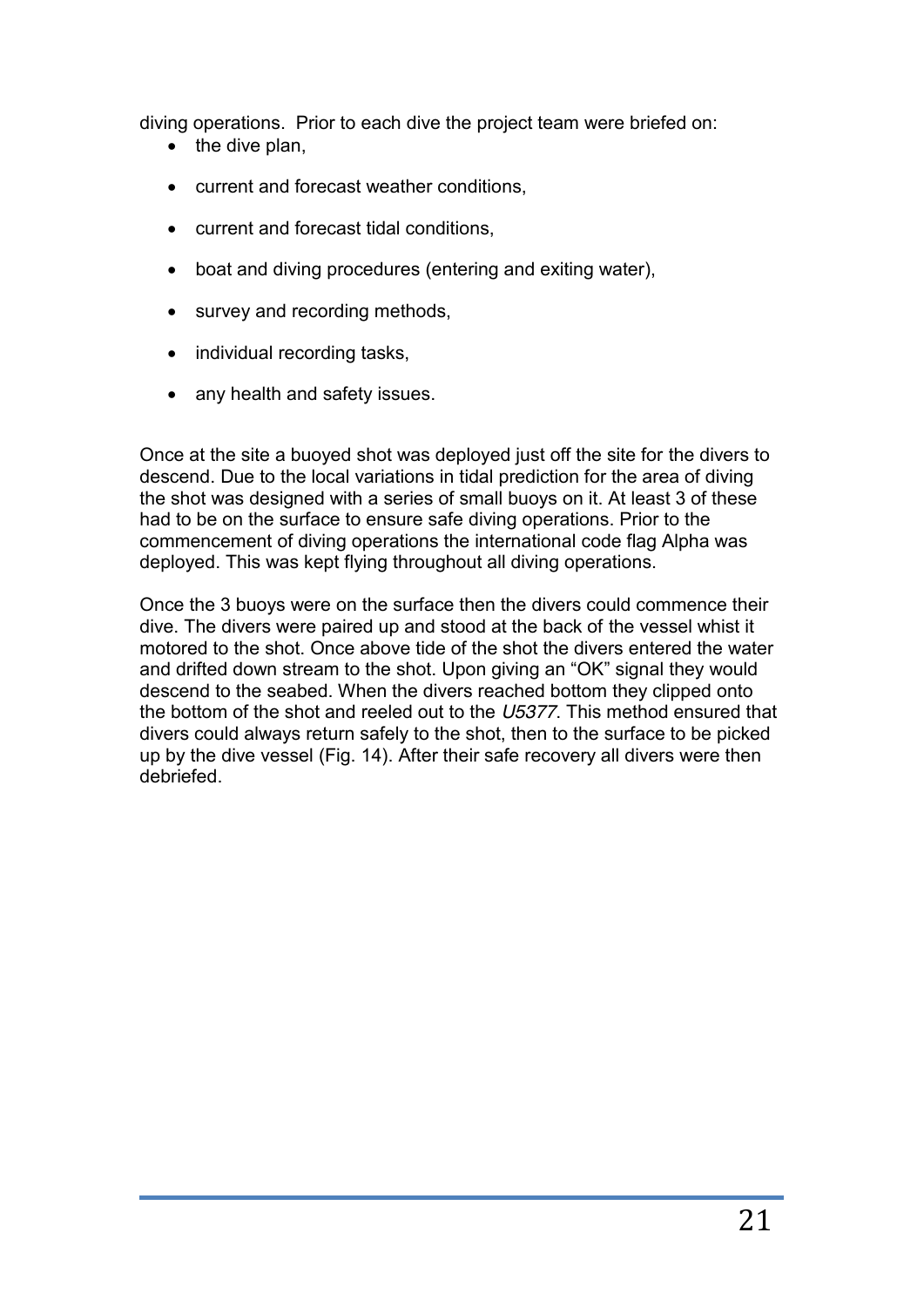diving operations. Prior to each dive the project team were briefed on:

- the dive plan,
- current and forecast weather conditions,
- current and forecast tidal conditions,
- boat and diving procedures (entering and exiting water),
- survey and recording methods,
- individual recording tasks,
- any health and safety issues.

Once at the site a buoyed shot was deployed just off the site for the divers to descend. Due to the local variations in tidal prediction for the area of diving the shot was designed with a series of small buoys on it. At least 3 of these had to be on the surface to ensure safe diving operations. Prior to the commencement of diving operations the international code flag Alpha was deployed. This was kept flying throughout all diving operations.

Once the 3 buoys were on the surface then the divers could commence their dive. The divers were paired up and stood at the back of the vessel whist it motored to the shot. Once above tide of the shot the divers entered the water and drifted down stream to the shot. Upon giving an "OK" signal they would descend to the seabed. When the divers reached bottom they clipped onto the bottom of the shot and reeled out to the *U5377*. This method ensured that divers could always return safely to the shot, then to the surface to be picked up by the dive vessel (Fig. 14). After their safe recovery all divers were then debriefed.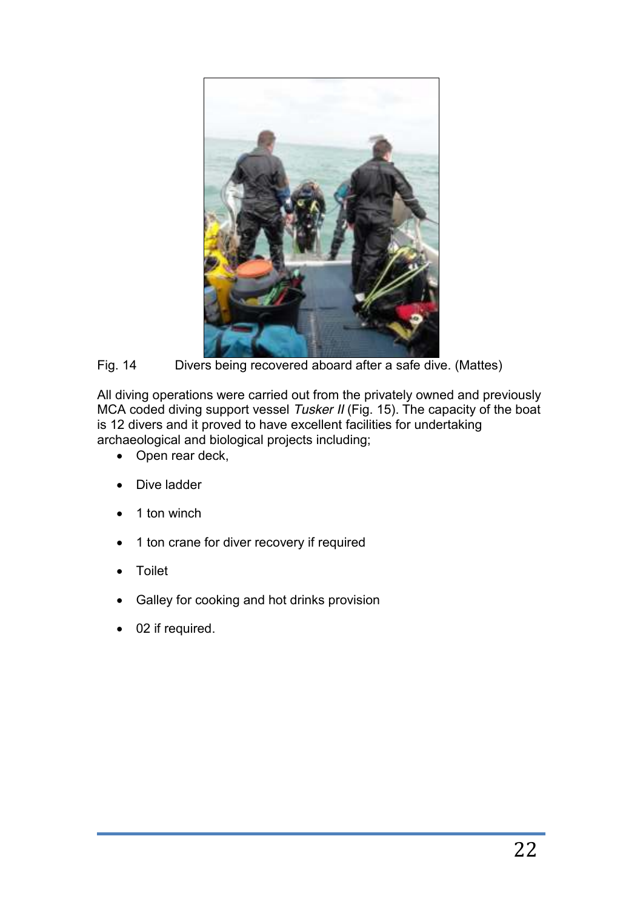Fig. 14 Divers being recovered aboard after a safe dive. (Mattes)

All diving operations were carried out from the privately owned and previously MCA coded diving support vessel *Tusker II* (Fig. 15). The capacity of the boat is 12 divers and it proved to have excellent facilities for undertaking archaeological and biological projects including;

- Open rear deck,
- Dive ladder
- 1 ton winch
- 1 ton crane for diver recovery if required
- Toilet
- Galley for cooking and hot drinks provision
- 02 if required.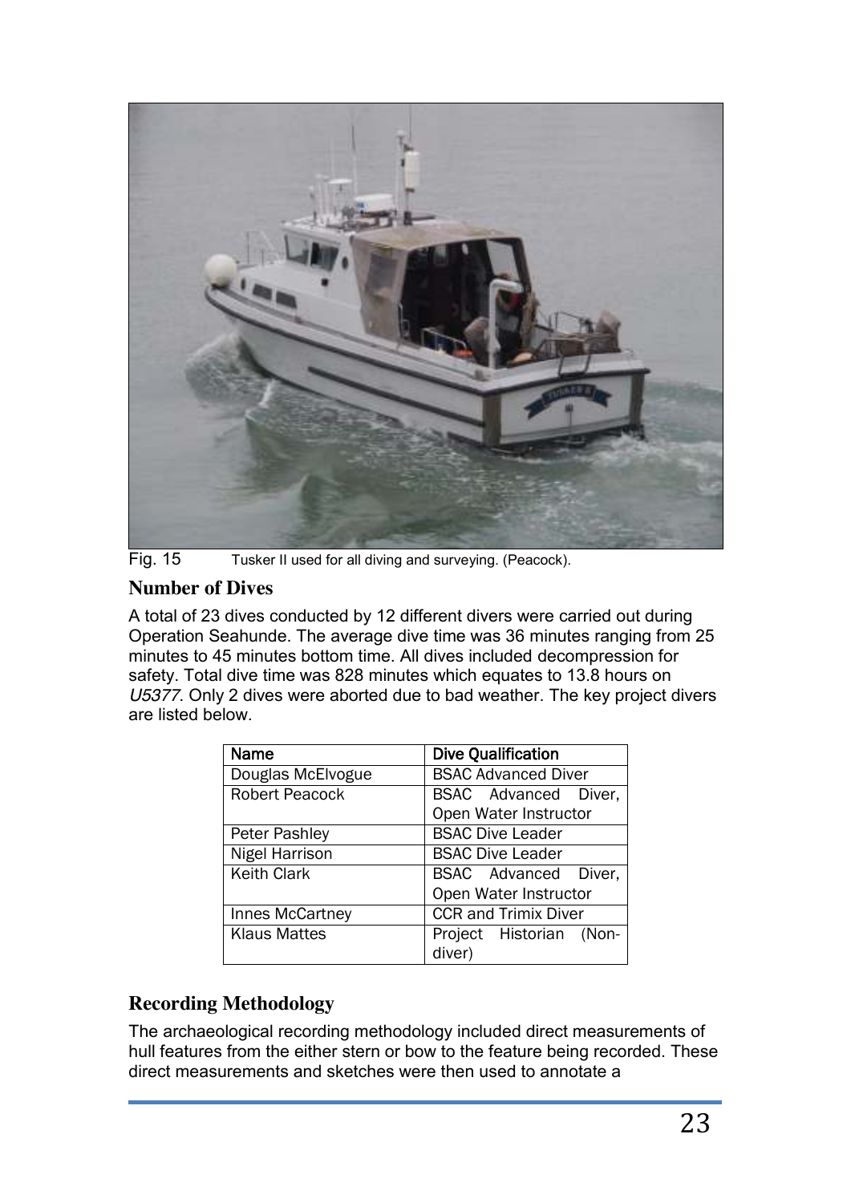Fig. 15 Tusker II used for all diving and surveying. (Peacock).

## Number of Dives

A total of 23 dives conducted by 12 different divers were carried out during Operation Seahunde. The average dive time was 36 minutes ranging from 25 minutes to 45 minutes bottom time. All dives included decompression for safety. Total dive time was 828 minutes which equates to 13.8 hours on *U5377*. Only 2 dives were aborted due to bad weather. The key project divers are listed below.

| Name | Dive Qualification |
|---|---|
| Douglas McElvogue | BSAC Advanced Diver |
| Robert Peacock | BSAC Advanced Diver, Open Water Instructor |
| Peter Pashley | BSAC Dive Leader |
| Nigel Harrison | BSAC Dive Leader |
| Keith Clark | BSAC Advanced Diver, Open Water Instructor |
| Innes McCartney | CCR and Trimix Diver |
| Klaus Mattes | Project Historian (Non-diver) |

## Recording Methodology

The archaeological recording methodology included direct measurements of hull features from the either stern or bow to the feature being recorded. These direct measurements and sketches were then used to annotate a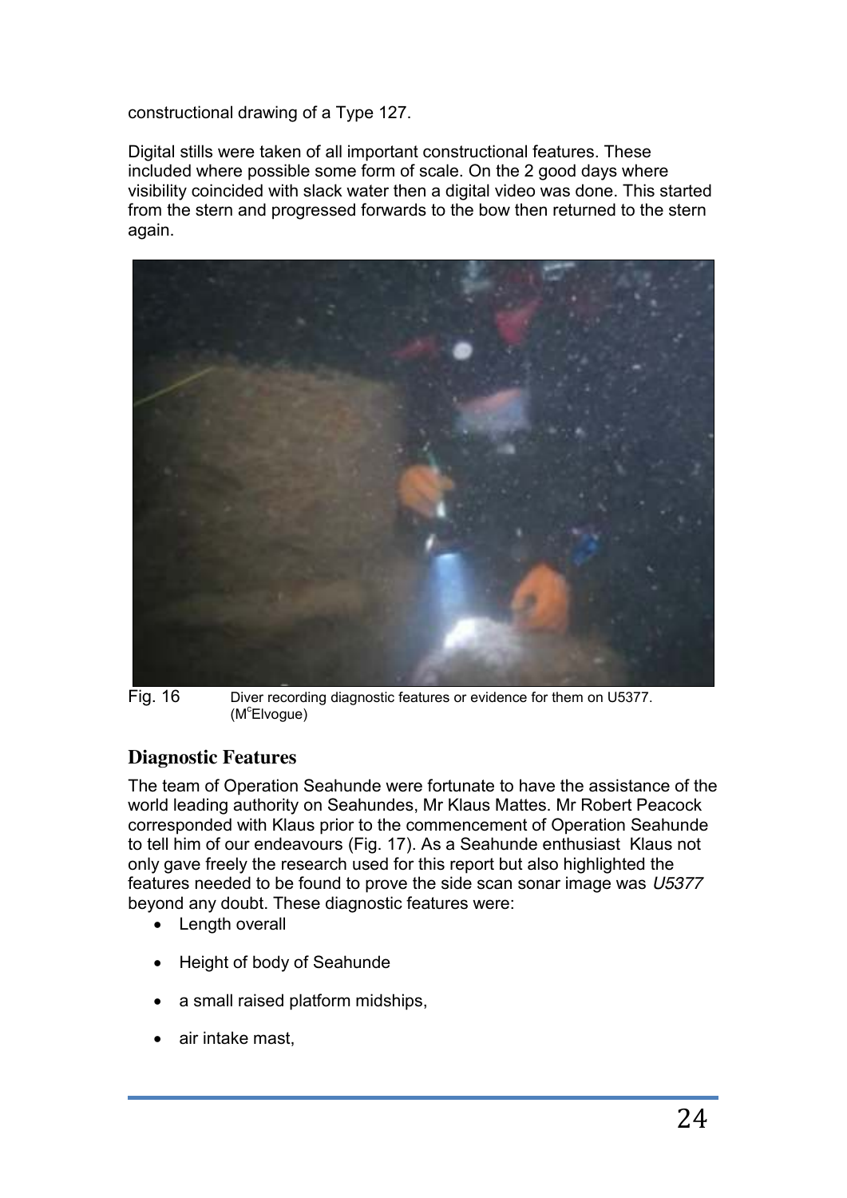constructional drawing of a Type 127.

Digital stills were taken of all important constructional features. These included where possible some form of scale. On the 2 good days where visibility coincided with slack water then a digital video was done. This started from the stern and progressed forwards to the bow then returned to the stern again.

Fig. 16 Diver recording diagnostic features or evidence for them on U5377. (M[c]Elvogue)

## Diagnostic Features

The team of Operation Seahunde were fortunate to have the assistance of the world leading authority on Seahundes, Mr Klaus Mattes. Mr Robert Peacock corresponded with Klaus prior to the commencement of Operation Seahunde to tell him of our endeavours (Fig. 17). As a Seahunde enthusiast Klaus not only gave freely the research used for this report but also highlighted the features needed to be found to prove the side scan sonar image was *U5377* beyond any doubt. These diagnostic features were:

- Length overall
- Height of body of Seahunde
- a small raised platform midships,
- air intake mast,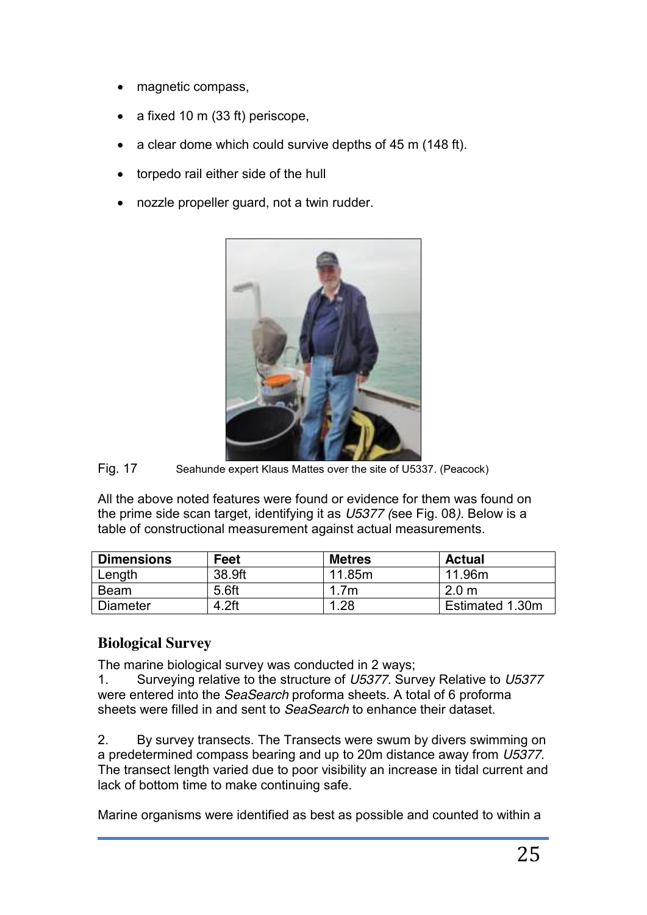- magnetic compass,
- a fixed 10 m (33 ft) periscope,
- a clear dome which could survive depths of 45 m (148 ft).
- torpedo rail either side of the hull
- nozzle propeller guard, not a twin rudder.

Fig. 17 Seahunde expert Klaus Mattes over the site of U5337. (Peacock)

All the above noted features were found or evidence for them was found on the prime side scan target, identifying it as *U5377 (*see Fig. 08*)*. Below is a table of constructional measurement against actual measurements.

| Dimensions | Feet | Metres | Actual |
|---|---|---|---|
| Length | 38.9ft | 11.85m | 11.96m |
| Beam | 5.6ft | 1.7m | 2.0 m |
| Diameter | 4.2ft | 1.28 | Estimated 1.30m |

## Biological Survey

The marine biological survey was conducted in 2 ways;

1. Surveying relative to the structure of *U5377*. Survey Relative to *U5377* were entered into the *SeaSearch* proforma sheets. A total of 6 proforma sheets were filled in and sent to *SeaSearch* to enhance their dataset.

2. By survey transects. The Transects were swum by divers swimming on a predetermined compass bearing and up to 20m distance away from *U5377*. The transect length varied due to poor visibility an increase in tidal current and lack of bottom time to make continuing safe.

Marine organisms were identified as best as possible and counted to within a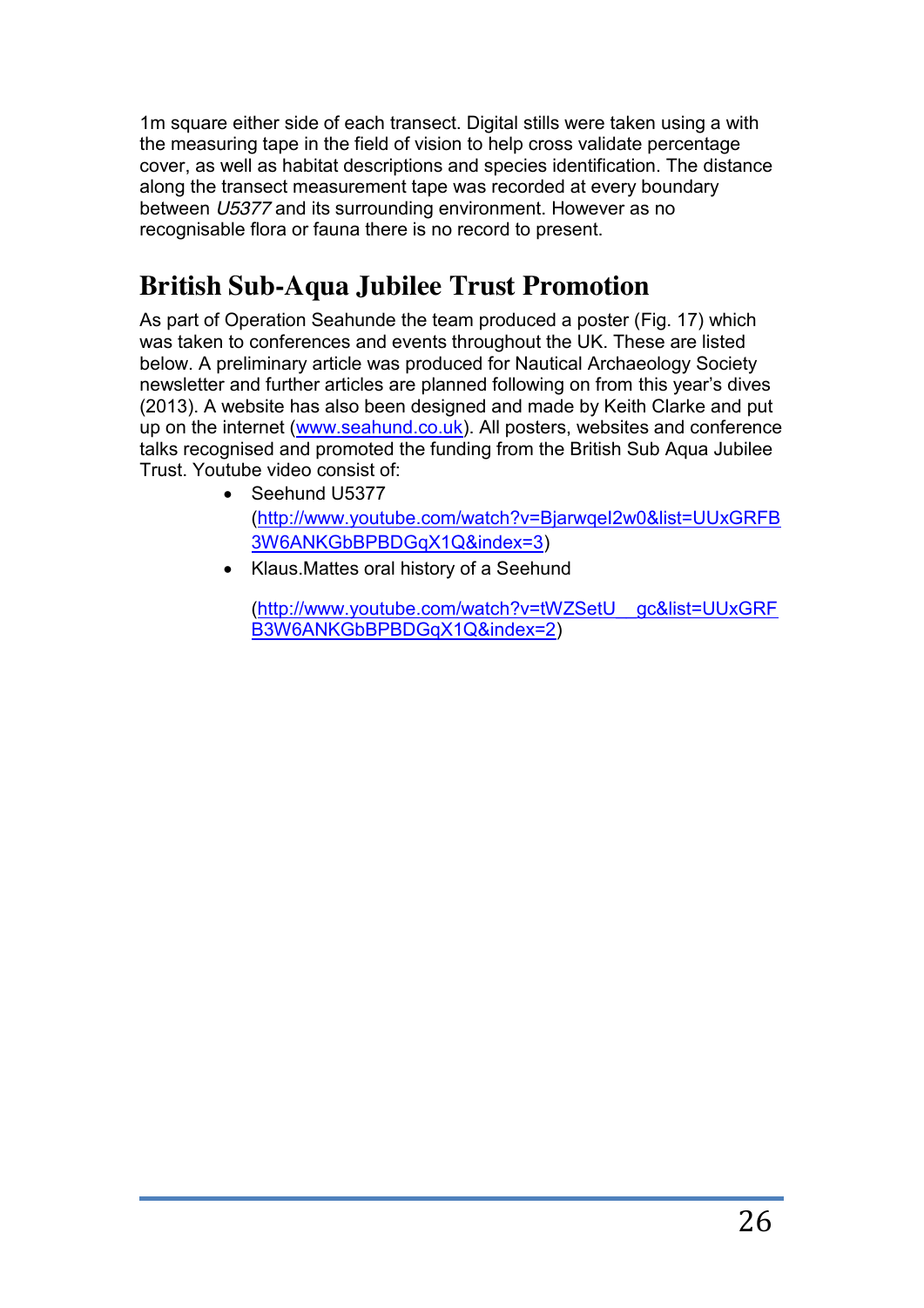1m square either side of each transect. Digital stills were taken using a with the measuring tape in the field of vision to help cross validate percentage cover, as well as habitat descriptions and species identification. The distance along the transect measurement tape was recorded at every boundary between *U5377* and its surrounding environment. However as no recognisable flora or fauna there is no record to present.

## British Sub-Aqua Jubilee Trust Promotion

As part of Operation Seahunde the team produced a poster (Fig. 17) which was taken to conferences and events throughout the UK. These are listed below. A preliminary article was produced for Nautical Archaeology Society newsletter and further articles are planned following on from this year's dives (2013). A website has also been designed and made by Keith Clarke and put up on the internet ([www.seahund.co.uk](http://www.seahund.co.uk)). All posters, websites and conference talks recognised and promoted the funding from the British Sub Aqua Jubilee Trust. Youtube video consist of:

- Seehund U5377 ([http://www.youtube.com/watch?v=BjarwqeI2w0&list=UUxGRFB3W6ANKGbBPBDGqX1Q&index=3](http://www.youtube.com/watch?v=BjarwqeI2w0&list=UUxGRFB3W6ANKGbBPBDGqX1Q&index=3))
- Klaus.Mattes oral history of a Seehund

  ([http://www.youtube.com/watch?v=tWZSetU__gc&list=UUxGRFB3W6ANKGbBPBDGqX1Q&index=2](http://www.youtube.com/watch?v=tWZSetU__gc&list=UUxGRFB3W6ANKGbBPBDGqX1Q&index=2))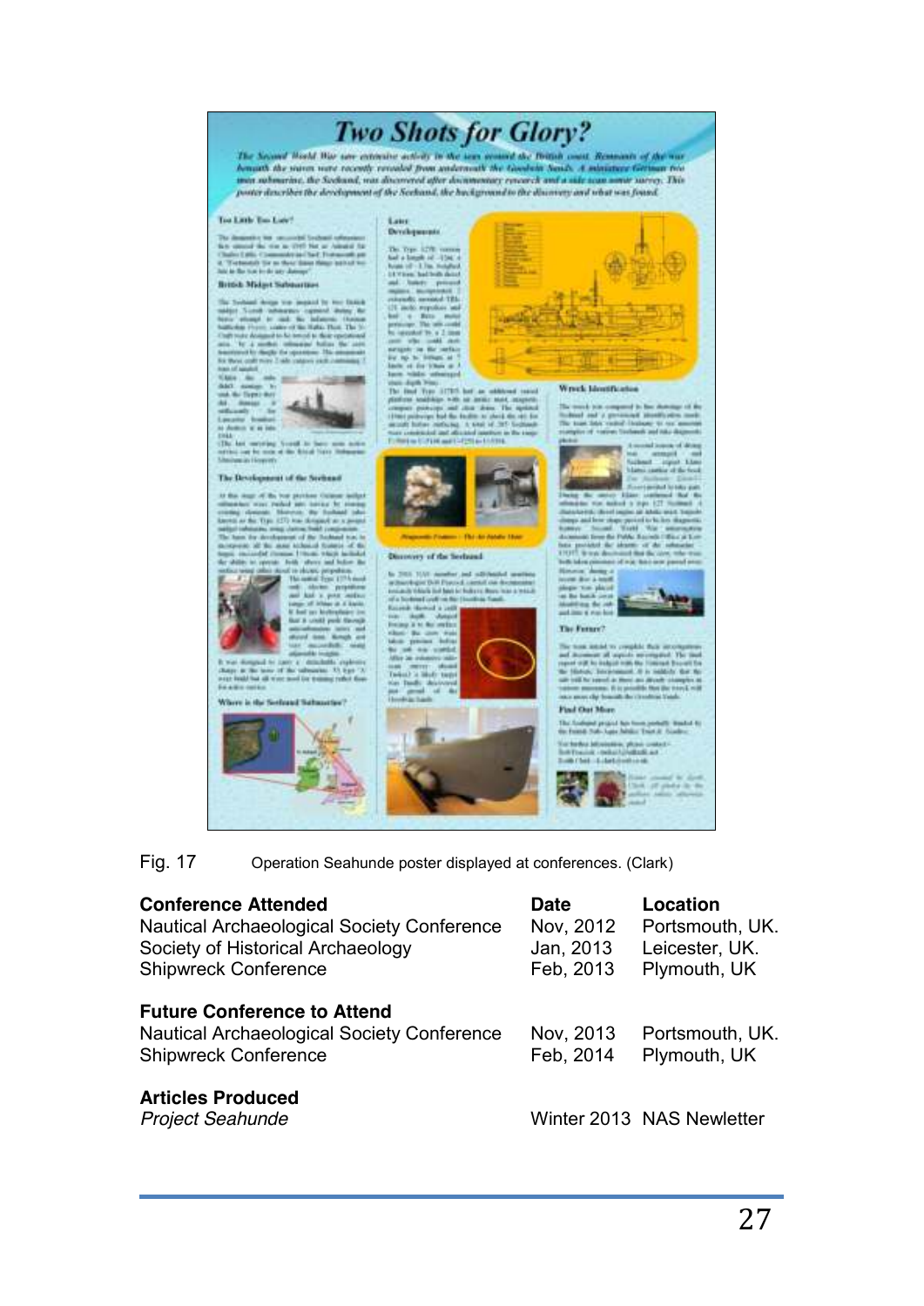Fig. 17 Operation Seahunde poster displayed at conferences. (Clark)

| **Conference Attended** | **Date** | **Location** |
|---|---|---|
| Nautical Archaeological Society Conference | Nov, 2012 | Portsmouth, UK. |
| Society of Historical Archaeology | Jan, 2013 | Leicester, UK. |
| Shipwreck Conference | Feb, 2013 | Plymouth, UK |

| **Future Conference to Attend** | | |
|---|---|---|
| Nautical Archaeological Society Conference | Nov, 2013 | Portsmouth, UK. |
| Shipwreck Conference | Feb, 2014 | Plymouth, UK |

**Articles Produced**

*Project Seahunde* Winter 2013 NAS Newletter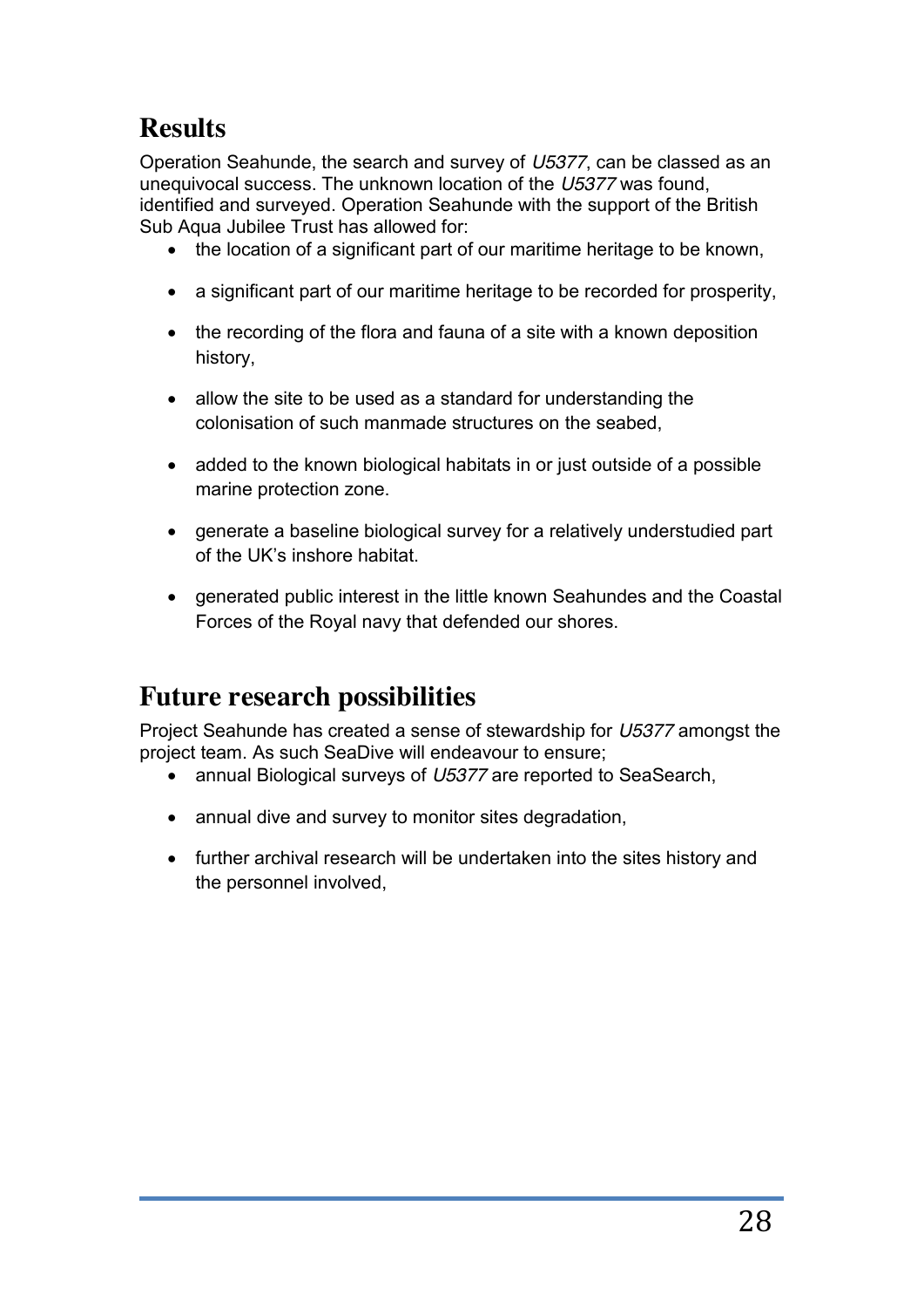## Results

Operation Seahunde, the search and survey of *U5377*, can be classed as an unequivocal success. The unknown location of the *U5377* was found, identified and surveyed. Operation Seahunde with the support of the British Sub Aqua Jubilee Trust has allowed for:

- the location of a significant part of our maritime heritage to be known,
- a significant part of our maritime heritage to be recorded for prosperity,
- the recording of the flora and fauna of a site with a known deposition history,
- allow the site to be used as a standard for understanding the colonisation of such manmade structures on the seabed,
- added to the known biological habitats in or just outside of a possible marine protection zone.
- generate a baseline biological survey for a relatively understudied part of the UK's inshore habitat.
- generated public interest in the little known Seahundes and the Coastal Forces of the Royal navy that defended our shores.

## Future research possibilities

Project Seahunde has created a sense of stewardship for *U5377* amongst the project team. As such SeaDive will endeavour to ensure;

- annual Biological surveys of *U5377* are reported to SeaSearch,
- annual dive and survey to monitor sites degradation,
- further archival research will be undertaken into the sites history and the personnel involved,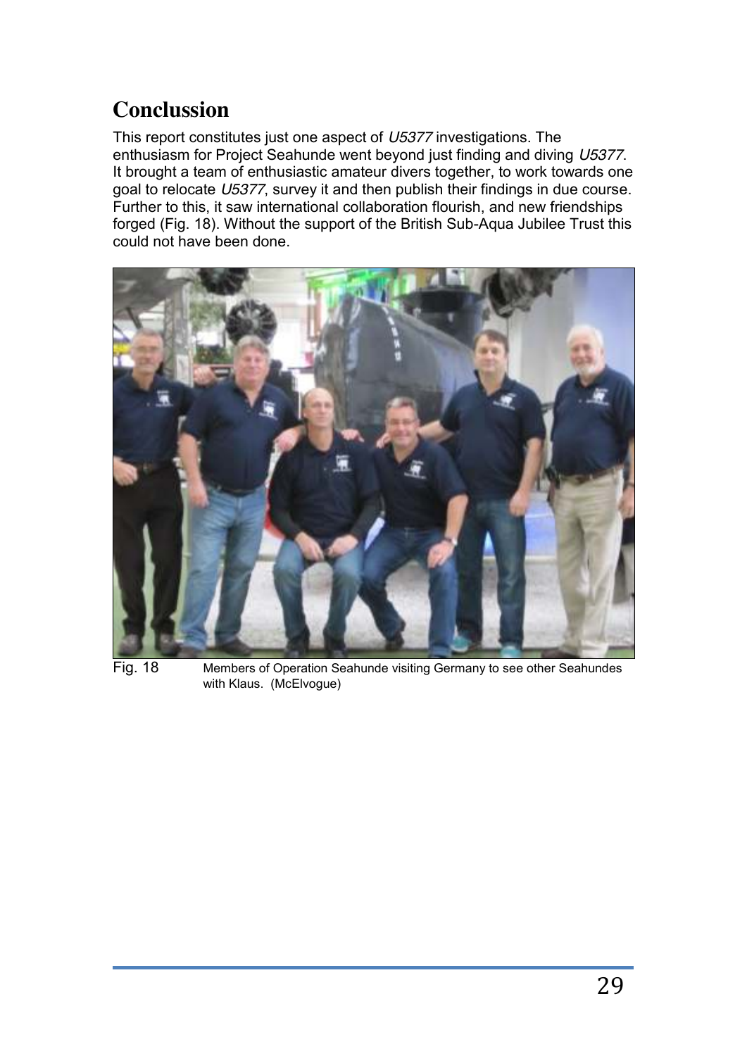## Conclussion

This report constitutes just one aspect of *U5377* investigations. The enthusiasm for Project Seahunde went beyond just finding and diving *U5377*. It brought a team of enthusiastic amateur divers together, to work towards one goal to relocate *U5377*, survey it and then publish their findings in due course. Further to this, it saw international collaboration flourish, and new friendships forged (Fig. 18). Without the support of the British Sub-Aqua Jubilee Trust this could not have been done.

Fig. 18 Members of Operation Seahunde visiting Germany to see other Seahundes with Klaus. (McElvogue)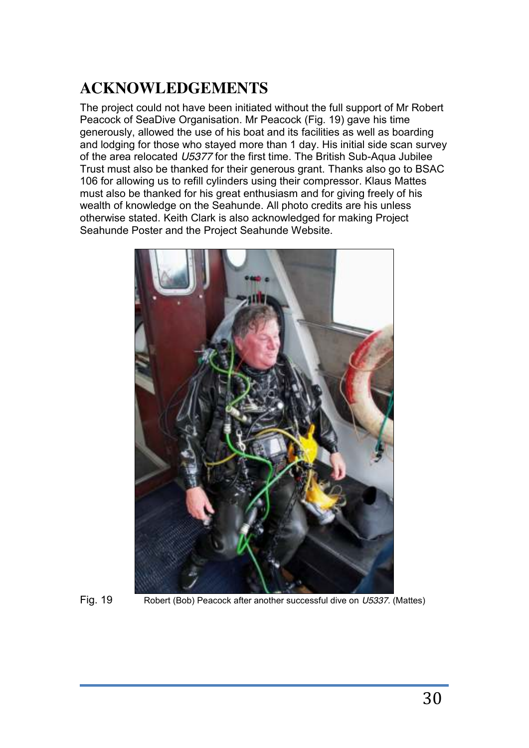## ACKNOWLEDGEMENTS

The project could not have been initiated without the full support of Mr Robert Peacock of SeaDive Organisation. Mr Peacock (Fig. 19) gave his time generously, allowed the use of his boat and its facilities as well as boarding and lodging for those who stayed more than 1 day. His initial side scan survey of the area relocated *U5377* for the first time. The British Sub-Aqua Jubilee Trust must also be thanked for their generous grant. Thanks also go to BSAC 106 for allowing us to refill cylinders using their compressor. Klaus Mattes must also be thanked for his great enthusiasm and for giving freely of his wealth of knowledge on the Seahunde. All photo credits are his unless otherwise stated. Keith Clark is also acknowledged for making Project Seahunde Poster and the Project Seahunde Website.

Fig. 19 Robert (Bob) Peacock after another successful dive on *U5337.* (Mattes)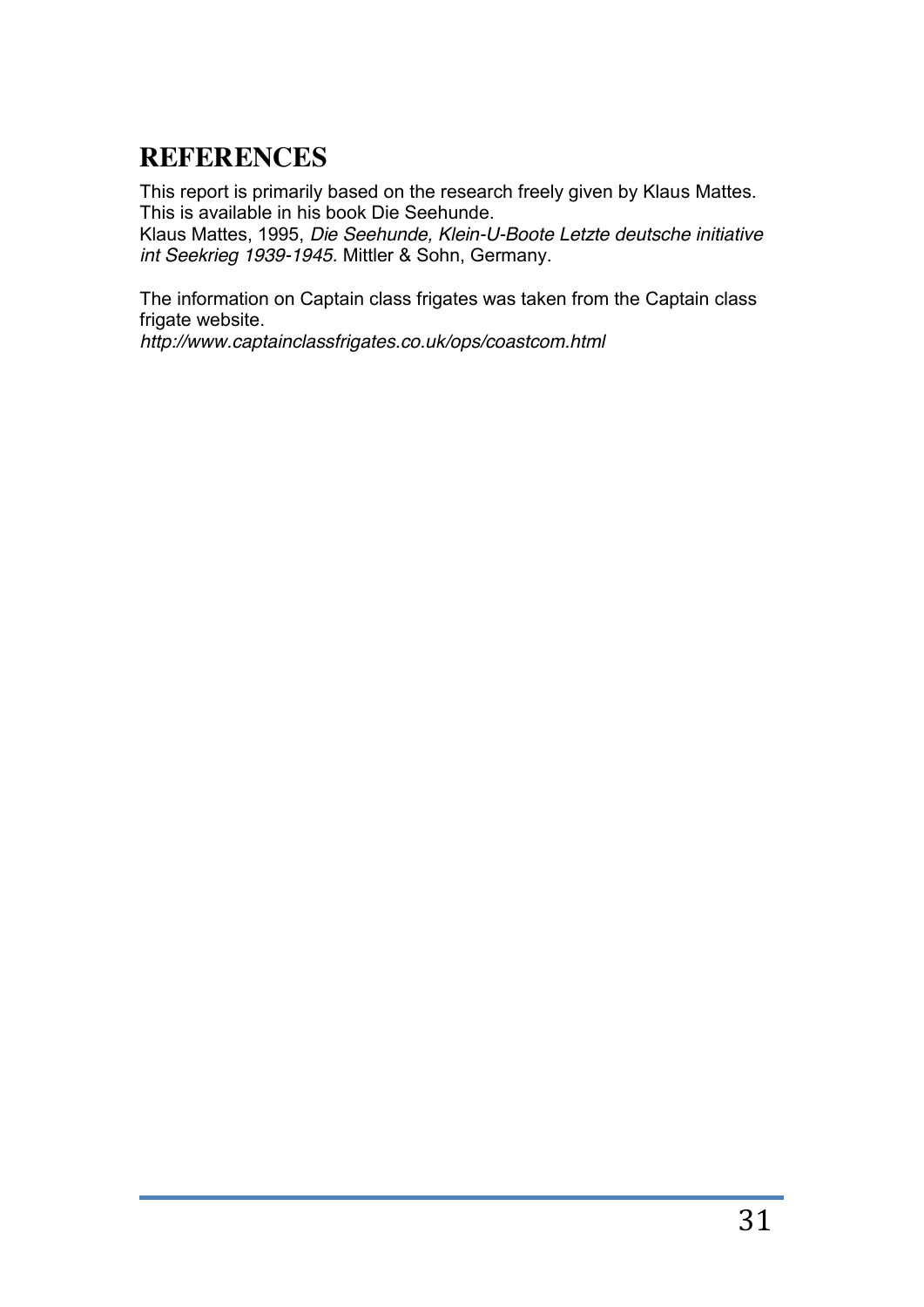# REFERENCES

This report is primarily based on the research freely given by Klaus Mattes. This is available in his book Die Seehunde.
Klaus Mattes, 1995, *Die Seehunde, Klein-U-Boote Letzte deutsche initiative int Seekrieg 1939-1945.* Mittler & Sohn, Germany.

The information on Captain class frigates was taken from the Captain class frigate website.
*http://www.captainclassfrigates.co.uk/ops/coastcom.html*